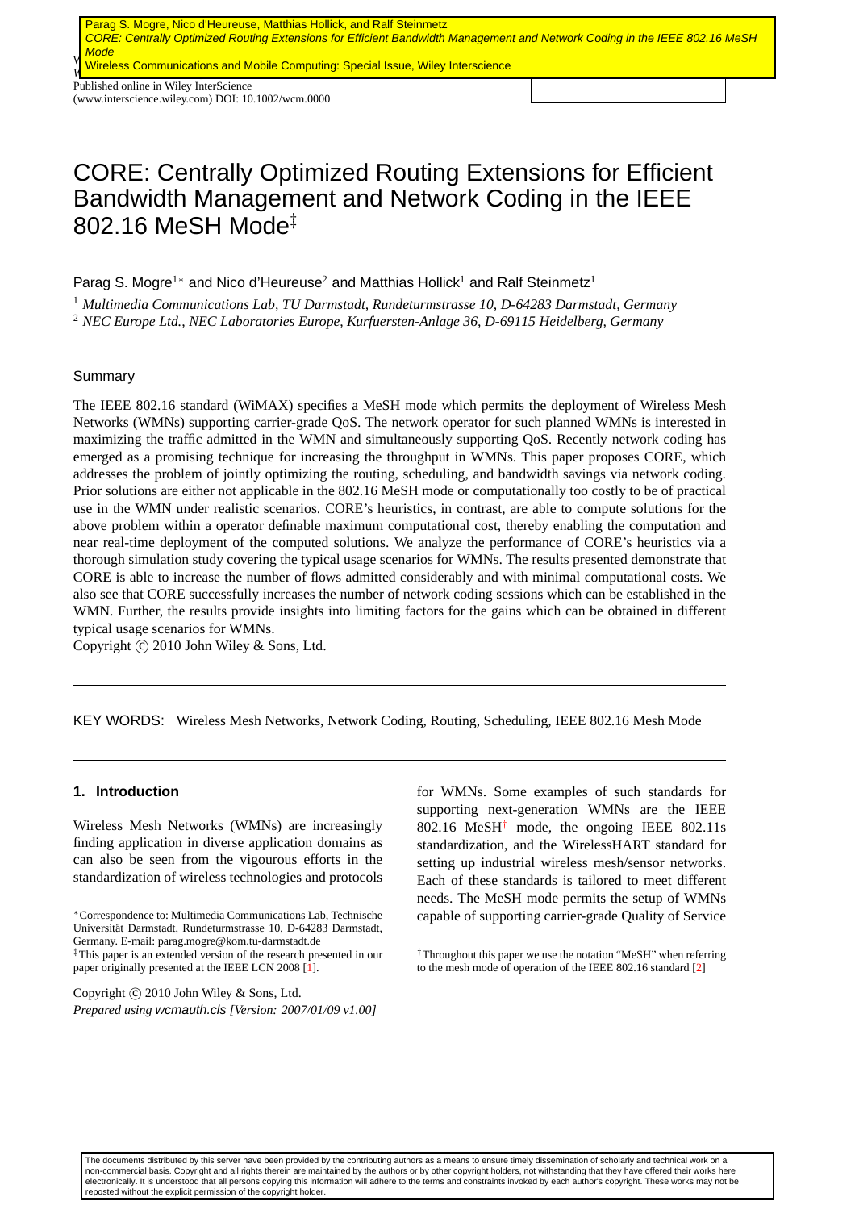# CORE: Centrally Optimized Routing Extensions for Efficient Bandwidth Management and Network Coding in the IEEE 802.16 MeSH Mode‡

Parag S. Mogre[1]* and Nico d'Heureuse[2] and Matthias Hollick[1] and Ralf Steinmetz[1]

[1] *Multimedia Communications Lab, TU Darmstadt, Rundeturmstrasse 10, D-64283 Darmstadt, Germany*
[2] *NEC Europe Ltd., NEC Laboratories Europe, Kurfuersten-Anlage 36, D-69115 Heidelberg, Germany*

## Summary

The IEEE 802.16 standard (WiMAX) specifies a MeSH mode which permits the deployment of Wireless Mesh Networks (WMNs) supporting carrier-grade QoS. The network operator for such planned WMNs is interested in maximizing the traffic admitted in the WMN and simultaneously supporting QoS. Recently network coding has emerged as a promising technique for increasing the throughput in WMNs. This paper proposes CORE, which addresses the problem of jointly optimizing the routing, scheduling, and bandwidth savings via network coding. Prior solutions are either not applicable in the 802.16 MeSH mode or computationally too costly to be of practical use in the WMN under realistic scenarios. CORE's heuristics, in contrast, are able to compute solutions for the above problem within a operator definable maximum computational cost, thereby enabling the computation and near real-time deployment of the computed solutions. We analyze the performance of CORE's heuristics via a thorough simulation study covering the typical usage scenarios for WMNs. The results presented demonstrate that CORE is able to increase the number of flows admitted considerably and with minimal computational costs. We also see that CORE successfully increases the number of network coding sessions which can be established in the WMN. Further, the results provide insights into limiting factors for the gains which can be obtained in different typical usage scenarios for WMNs.
Copyright © 2010 John Wiley & Sons, Ltd.

KEY WORDS: Wireless Mesh Networks, Network Coding, Routing, Scheduling, IEEE 802.16 Mesh Mode

## 1. Introduction

Wireless Mesh Networks (WMNs) are increasingly finding application in diverse application domains as can also be seen from the vigourous efforts in the standardization of wireless technologies and protocols for WMNs. Some examples of such standards for supporting next-generation WMNs are the IEEE 802.16 MeSH† mode, the ongoing IEEE 802.11s standardization, and the WirelessHART standard for setting up industrial wireless mesh/sensor networks. Each of these standards is tailored to meet different needs. The MeSH mode permits the setup of WMNs capable of supporting carrier-grade Quality of Service

*Correspondence to: Multimedia Communications Lab, Technische Universität Darmstadt, Rundeturmstrasse 10, D-64283 Darmstadt, Germany. E-mail: parag.mogre@kom.tu-darmstadt.de

‡This paper is an extended version of the research presented in our paper originally presented at the IEEE LCN 2008 [1].

†Throughout this paper we use the notation "MeSH" when referring to the mesh mode of operation of the IEEE 802.16 standard [2]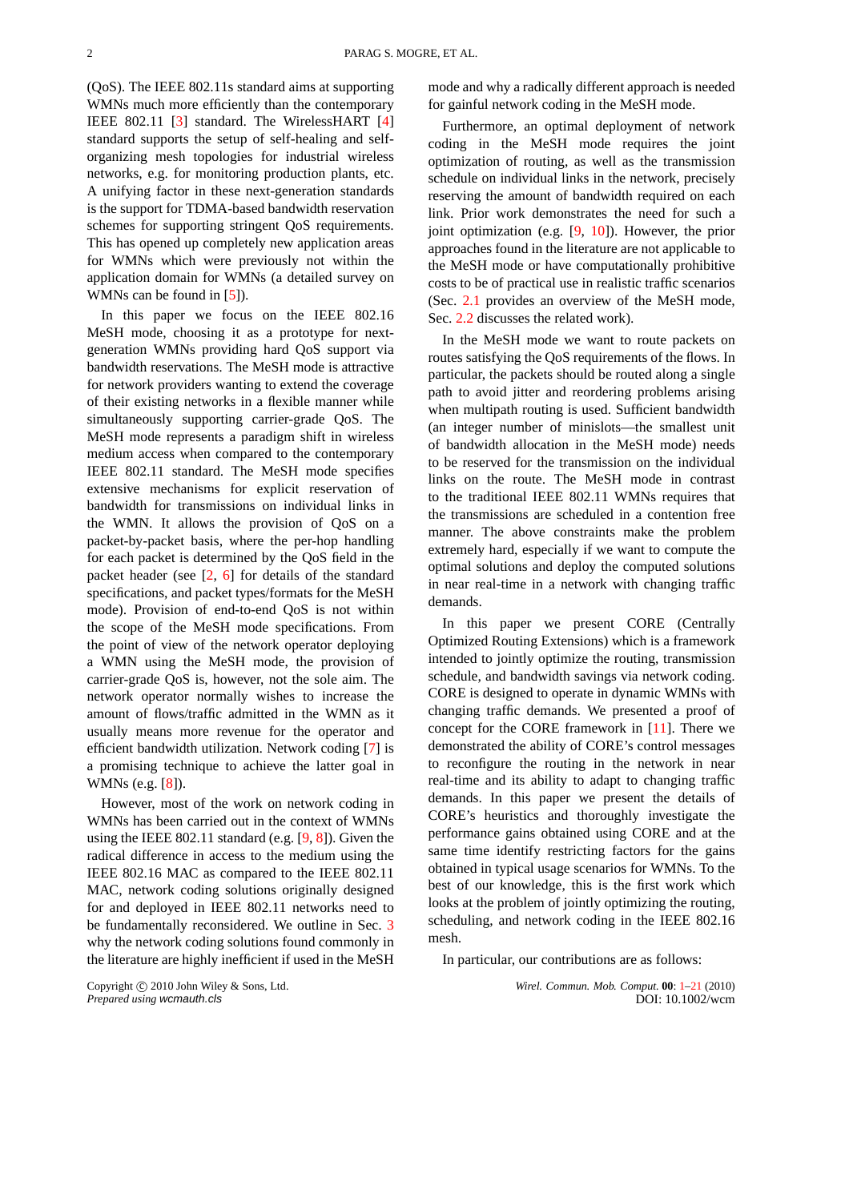(QoS). The IEEE 802.11s standard aims at supporting WMNs much more efficiently than the contemporary IEEE 802.11 [3] standard. The WirelessHART [4] standard supports the setup of self-healing and self-organizing mesh topologies for industrial wireless networks, e.g. for monitoring production plants, etc. A unifying factor in these next-generation standards is the support for TDMA-based bandwidth reservation schemes for supporting stringent QoS requirements. This has opened up completely new application areas for WMNs which were previously not within the application domain for WMNs (a detailed survey on WMNs can be found in [5]).

In this paper we focus on the IEEE 802.16 MeSH mode, choosing it as a prototype for next-generation WMNs providing hard QoS support via bandwidth reservations. The MeSH mode is attractive for network providers wanting to extend the coverage of their existing networks in a flexible manner while simultaneously supporting carrier-grade QoS. The MeSH mode represents a paradigm shift in wireless medium access when compared to the contemporary IEEE 802.11 standard. The MeSH mode specifies extensive mechanisms for explicit reservation of bandwidth for transmissions on individual links in the WMN. It allows the provision of QoS on a packet-by-packet basis, where the per-hop handling for each packet is determined by the QoS field in the packet header (see [2, 6] for details of the standard specifications, and packet types/formats for the MeSH mode). Provision of end-to-end QoS is not within the scope of the MeSH mode specifications. From the point of view of the network operator deploying a WMN using the MeSH mode, the provision of carrier-grade QoS is, however, not the sole aim. The network operator normally wishes to increase the amount of flows/traffic admitted in the WMN as it usually means more revenue for the operator and efficient bandwidth utilization. Network coding [7] is a promising technique to achieve the latter goal in WMNs (e.g. [8]).

However, most of the work on network coding in WMNs has been carried out in the context of WMNs using the IEEE 802.11 standard (e.g. [9, 8]). Given the radical difference in access to the medium using the IEEE 802.16 MAC as compared to the IEEE 802.11 MAC, network coding solutions originally designed for and deployed in IEEE 802.11 networks need to be fundamentally reconsidered. We outline in Sec. 3 why the network coding solutions found commonly in the literature are highly inefficient if used in the MeSH mode and why a radically different approach is needed for gainful network coding in the MeSH mode.

Furthermore, an optimal deployment of network coding in the MeSH mode requires the joint optimization of routing, as well as the transmission schedule on individual links in the network, precisely reserving the amount of bandwidth required on each link. Prior work demonstrates the need for such a joint optimization (e.g. [9, 10]). However, the prior approaches found in the literature are not applicable to the MeSH mode or have computationally prohibitive costs to be of practical use in realistic traffic scenarios (Sec. 2.1 provides an overview of the MeSH mode, Sec. 2.2 discusses the related work).

In the MeSH mode we want to route packets on routes satisfying the QoS requirements of the flows. In particular, the packets should be routed along a single path to avoid jitter and reordering problems arising when multipath routing is used. Sufficient bandwidth (an integer number of minislots—the smallest unit of bandwidth allocation in the MeSH mode) needs to be reserved for the transmission on the individual links on the route. The MeSH mode in contrast to the traditional IEEE 802.11 WMNs requires that the transmissions are scheduled in a contention free manner. The above constraints make the problem extremely hard, especially if we want to compute the optimal solutions and deploy the computed solutions in near real-time in a network with changing traffic demands.

In this paper we present CORE (Centrally Optimized Routing Extensions) which is a framework intended to jointly optimize the routing, transmission schedule, and bandwidth savings via network coding. CORE is designed to operate in dynamic WMNs with changing traffic demands. We presented a proof of concept for the CORE framework in [11]. There we demonstrated the ability of CORE's control messages to reconfigure the routing in the network in near real-time and its ability to adapt to changing traffic demands. In this paper we present the details of CORE's heuristics and thoroughly investigate the performance gains obtained using CORE and at the same time identify restricting factors for the gains obtained in typical usage scenarios for WMNs. To the best of our knowledge, this is the first work which looks at the problem of jointly optimizing the routing, scheduling, and network coding in the IEEE 802.16 mesh.

In particular, our contributions are as follows: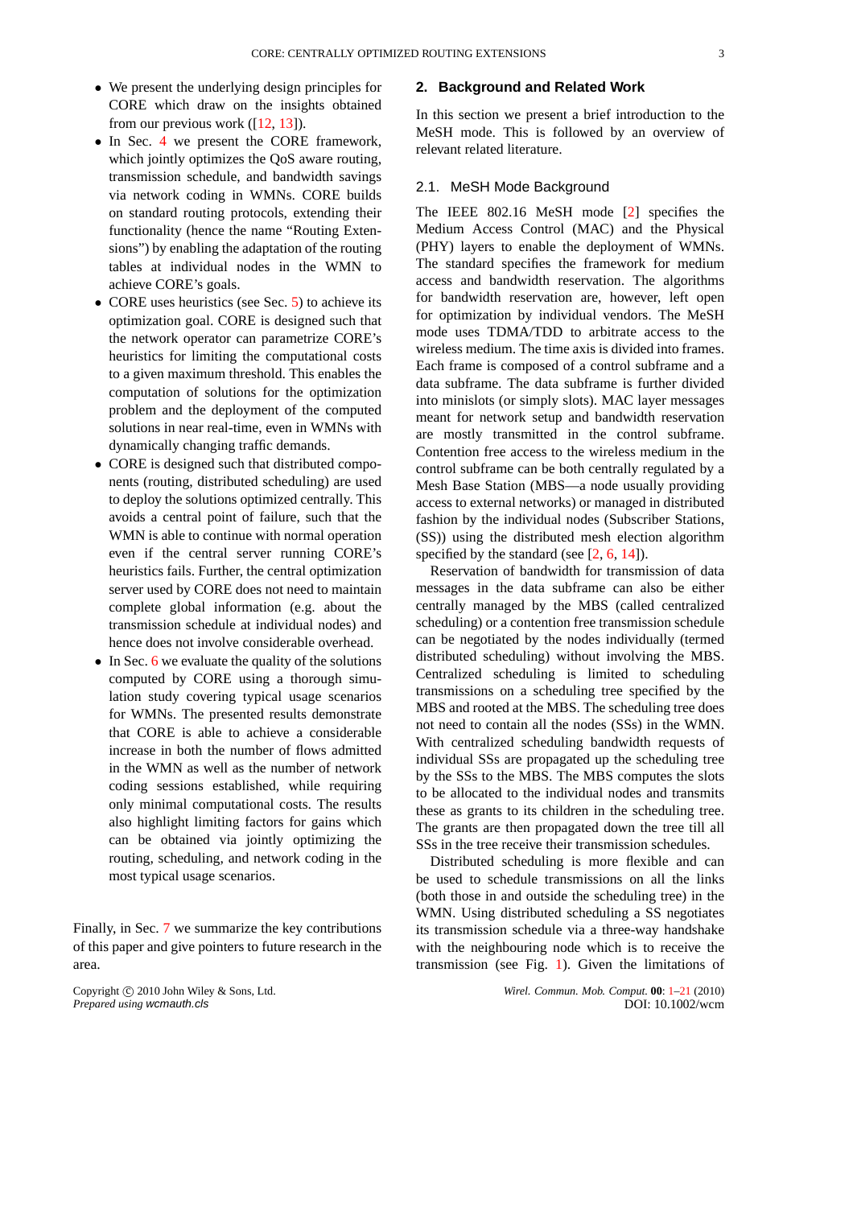- We present the underlying design principles for CORE which draw on the insights obtained from our previous work ([12, 13]).
- In Sec. 4 we present the CORE framework, which jointly optimizes the QoS aware routing, transmission schedule, and bandwidth savings via network coding in WMNs. CORE builds on standard routing protocols, extending their functionality (hence the name "Routing Extensions") by enabling the adaptation of the routing tables at individual nodes in the WMN to achieve CORE's goals.
- CORE uses heuristics (see Sec. 5) to achieve its optimization goal. CORE is designed such that the network operator can parametrize CORE's heuristics for limiting the computational costs to a given maximum threshold. This enables the computation of solutions for the optimization problem and the deployment of the computed solutions in near real-time, even in WMNs with dynamically changing traffic demands.
- CORE is designed such that distributed components (routing, distributed scheduling) are used to deploy the solutions optimized centrally. This avoids a central point of failure, such that the WMN is able to continue with normal operation even if the central server running CORE's heuristics fails. Further, the central optimization server used by CORE does not need to maintain complete global information (e.g. about the transmission schedule at individual nodes) and hence does not involve considerable overhead.
- In Sec. 6 we evaluate the quality of the solutions computed by CORE using a thorough simulation study covering typical usage scenarios for WMNs. The presented results demonstrate that CORE is able to achieve a considerable increase in both the number of flows admitted in the WMN as well as the number of network coding sessions established, while requiring only minimal computational costs. The results also highlight limiting factors for gains which can be obtained via jointly optimizing the routing, scheduling, and network coding in the most typical usage scenarios.

Finally, in Sec. 7 we summarize the key contributions of this paper and give pointers to future research in the area.

## 2. Background and Related Work

In this section we present a brief introduction to the MeSH mode. This is followed by an overview of relevant related literature.

### 2.1. MeSH Mode Background

The IEEE 802.16 MeSH mode [2] specifies the Medium Access Control (MAC) and the Physical (PHY) layers to enable the deployment of WMNs. The standard specifies the framework for medium access and bandwidth reservation. The algorithms for bandwidth reservation are, however, left open for optimization by individual vendors. The MeSH mode uses TDMA/TDD to arbitrate access to the wireless medium. The time axis is divided into frames. Each frame is composed of a control subframe and a data subframe. The data subframe is further divided into minislots (or simply slots). MAC layer messages meant for network setup and bandwidth reservation are mostly transmitted in the control subframe. Contention free access to the wireless medium in the control subframe can be both centrally regulated by a Mesh Base Station (MBS—a node usually providing access to external networks) or managed in distributed fashion by the individual nodes (Subscriber Stations, (SS)) using the distributed mesh election algorithm specified by the standard (see [2, 6, 14]).

Reservation of bandwidth for transmission of data messages in the data subframe can also be either centrally managed by the MBS (called centralized scheduling) or a contention free transmission schedule can be negotiated by the nodes individually (termed distributed scheduling) without involving the MBS. Centralized scheduling is limited to scheduling transmissions on a scheduling tree specified by the MBS and rooted at the MBS. The scheduling tree does not need to contain all the nodes (SSs) in the WMN. With centralized scheduling bandwidth requests of individual SSs are propagated up the scheduling tree by the SSs to the MBS. The MBS computes the slots to be allocated to the individual nodes and transmits these as grants to its children in the scheduling tree. The grants are then propagated down the tree till all SSs in the tree receive their transmission schedules.

Distributed scheduling is more flexible and can be used to schedule transmissions on all the links (both those in and outside the scheduling tree) in the WMN. Using distributed scheduling a SS negotiates its transmission schedule via a three-way handshake with the neighbouring node which is to receive the transmission (see Fig. 1). Given the limitations of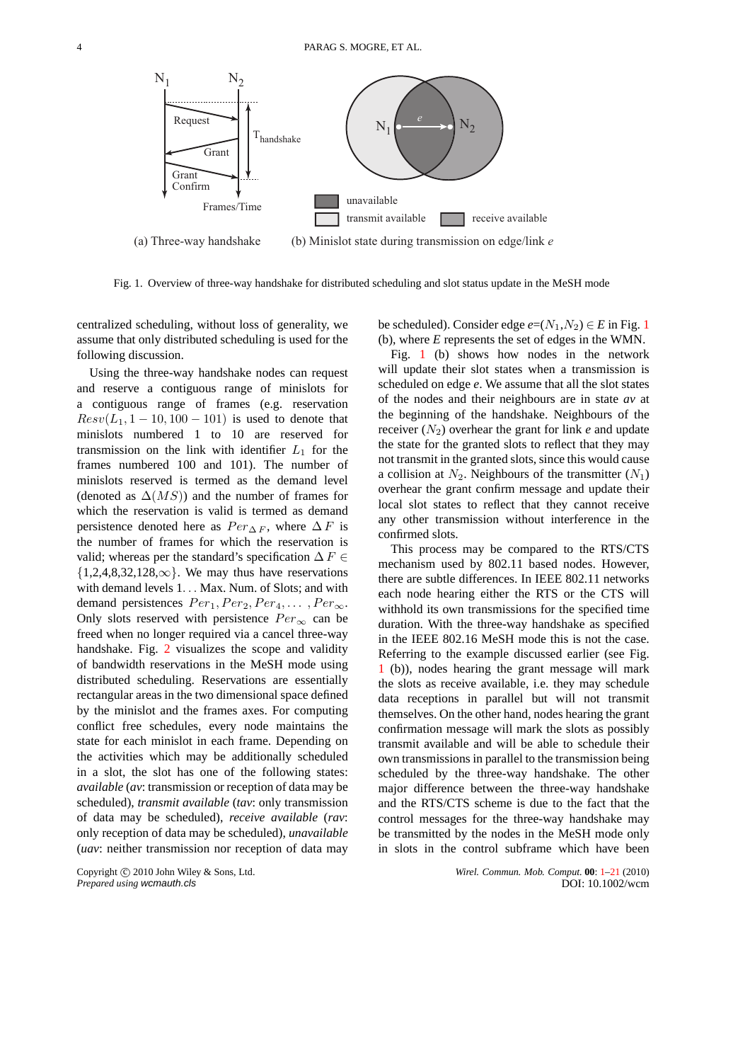(a) Three-way handshake (b) Minislot state during transmission on edge/link $e$

Fig. 1. Overview of three-way handshake for distributed scheduling and slot status update in the MeSH mode

centralized scheduling, without loss of generality, we assume that only distributed scheduling is used for the following discussion.

Using the three-way handshake nodes can request and reserve a contiguous range of minislots for a contiguous range of frames (e.g. reservation $Resv(L_1, 1-10, 100-101)$ is used to denote that minislots numbered 1 to 10 are reserved for transmission on the link with identifier $L_1$ for the frames numbered 100 and 101). The number of minislots reserved is termed as the demand level (denoted as $\Delta(MS)$) and the number of frames for which the reservation is valid is termed as demand persistence denoted here as $Per_{\Delta F}$, where $\Delta F$ is the number of frames for which the reservation is valid; whereas per the standard's specification $\Delta F \in$ {1,2,4,8,32,128,$\infty$}. We may thus have reservations with demand levels $1 \ldots$ Max. Num. of Slots; and with demand persistences $Per_1, Per_2, Per_4, \ldots, Per_\infty$. Only slots reserved with persistence $Per_\infty$ can be freed when no longer required via a cancel three-way handshake. Fig. 2 visualizes the scope and validity of bandwidth reservations in the MeSH mode using distributed scheduling. Reservations are essentially rectangular areas in the two dimensional space defined by the minislot and the frames axes. For computing conflict free schedules, every node maintains the state for each minislot in each frame. Depending on the activities which may be additionally scheduled in a slot, the slot has one of the following states: *available* (*av*: transmission or reception of data may be scheduled), *transmit available* (*tav*: only transmission of data may be scheduled), *receive available* (*rav*: only reception of data may be scheduled), *unavailable* (*uav*: neither transmission nor reception of data may be scheduled). Consider edge $e$=($N_1$,$N_2$) $\in E$ in Fig. 1 (b), where $E$ represents the set of edges in the WMN.

Fig. 1 (b) shows how nodes in the network will update their slot states when a transmission is scheduled on edge $e$. We assume that all the slot states of the nodes and their neighbours are in state *av* at the beginning of the handshake. Neighbours of the receiver ($N_2$) overhear the grant for link $e$ and update the state for the granted slots to reflect that they may not transmit in the granted slots, since this would cause a collision at $N_2$. Neighbours of the transmitter ($N_1$) overhear the grant confirm message and update their local slot states to reflect that they cannot receive any other transmission without interference in the confirmed slots.

This process may be compared to the RTS/CTS mechanism used by 802.11 based nodes. However, there are subtle differences. In IEEE 802.11 networks each node hearing either the RTS or the CTS will withhold its own transmissions for the specified time duration. With the three-way handshake as specified in the IEEE 802.16 MeSH mode this is not the case. Referring to the example discussed earlier (see Fig. 1 (b)), nodes hearing the grant message will mark the slots as receive available, i.e. they may schedule data receptions in parallel but will not transmit themselves. On the other hand, nodes hearing the grant confirmation message will mark the slots as possibly transmit available and will be able to schedule their own transmissions in parallel to the transmission being scheduled by the three-way handshake. The other major difference between the three-way handshake and the RTS/CTS scheme is due to the fact that the control messages for the three-way handshake may be transmitted by the nodes in the MeSH mode only in slots in the control subframe which have been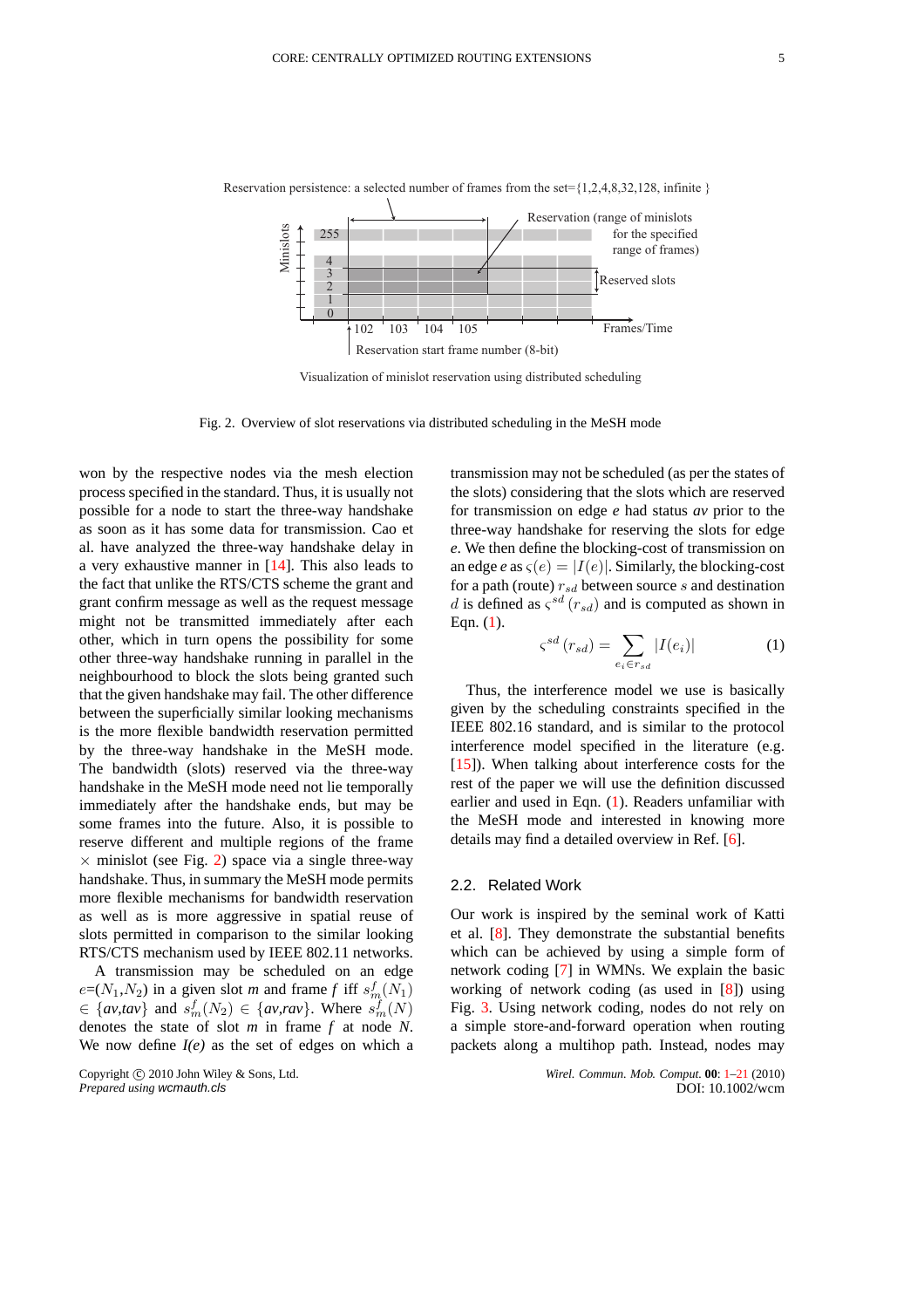Reservation persistence: a selected number of frames from the set={1,2,4,8,32,128, infinite }

Reservation (range of minislots for the specified range of frames)

Reserved slots

Reservation start frame number (8-bit)

Visualization of minislot reservation using distributed scheduling

Fig. 2. Overview of slot reservations via distributed scheduling in the MeSH mode

won by the respective nodes via the mesh election process specified in the standard. Thus, it is usually not possible for a node to start the three-way handshake as soon as it has some data for transmission. Cao et al. have analyzed the three-way handshake delay in a very exhaustive manner in [14]. This also leads to the fact that unlike the RTS/CTS scheme the grant and grant confirm message as well as the request message might not be transmitted immediately after each other, which in turn opens the possibility for some other three-way handshake running in parallel in the neighbourhood to block the slots being granted such that the given handshake may fail. The other difference between the superficially similar looking mechanisms is the more flexible bandwidth reservation permitted by the three-way handshake in the MeSH mode. The bandwidth (slots) reserved via the three-way handshake in the MeSH mode need not lie temporally immediately after the handshake ends, but may be some frames into the future. Also, it is possible to reserve different and multiple regions of the frame $\times$ minislot (see Fig. 2) space via a single three-way handshake. Thus, in summary the MeSH mode permits more flexible mechanisms for bandwidth reservation as well as is more aggressive in spatial reuse of slots permitted in comparison to the similar looking RTS/CTS mechanism used by IEEE 802.11 networks.

A transmission may be scheduled on an edge $e$=($N_1$,$N_2$) in a given slot *m* and frame *f* iff $s_m^f(N_1)$ $\in$ {*av*,*tav*} and $s_m^f(N_2)$ $\in$ {*av*,*rav*}. Where $s_m^f(N)$ denotes the state of slot *m* in frame *f* at node *N*. We now define *I(e)* as the set of edges on which a transmission may not be scheduled (as per the states of the slots) considering that the slots which are reserved for transmission on edge *e* had status *av* prior to the three-way handshake for reserving the slots for edge *e*. We then define the blocking-cost of transmission on an edge *e* as $\varsigma(e) = |I(e)|$. Similarly, the blocking-cost for a path (route) $r_{sd}$ between source $s$ and destination $d$ is defined as $\varsigma^{sd}(r_{sd})$ and is computed as shown in Eqn. (1).

$$\varsigma^{sd}(r_{sd}) = \sum_{e_i \in r_{sd}} |I(e_i)| \tag{1}$$

Thus, the interference model we use is basically given by the scheduling constraints specified in the IEEE 802.16 standard, and is similar to the protocol interference model specified in the literature (e.g. [15]). When talking about interference costs for the rest of the paper we will use the definition discussed earlier and used in Eqn. (1). Readers unfamiliar with the MeSH mode and interested in knowing more details may find a detailed overview in Ref. [6].

## 2.2. Related Work

Our work is inspired by the seminal work of Katti et al. [8]. They demonstrate the substantial benefits which can be achieved by using a simple form of network coding [7] in WMNs. We explain the basic working of network coding (as used in [8]) using Fig. 3. Using network coding, nodes do not rely on a simple store-and-forward operation when routing packets along a multihop path. Instead, nodes may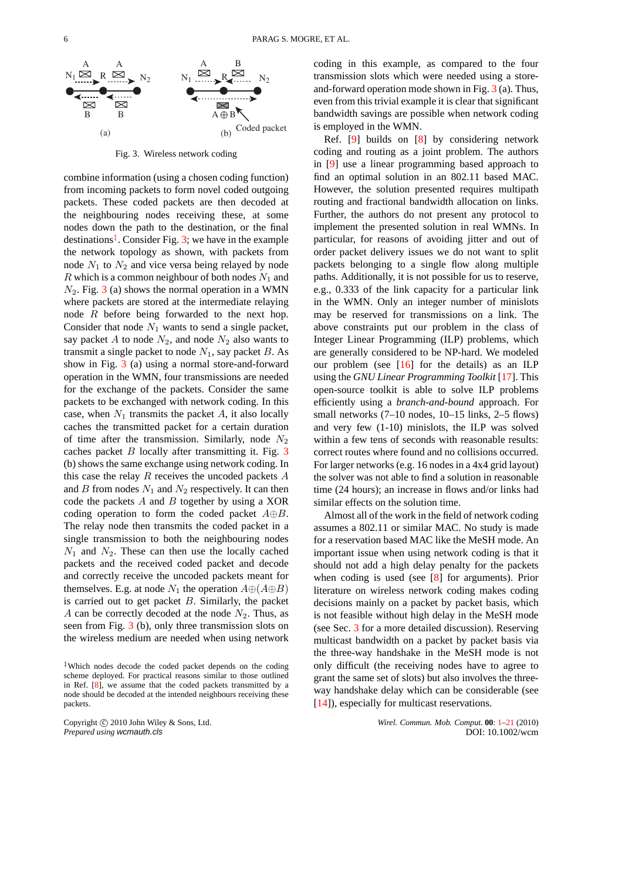Fig. 3. Wireless network coding

combine information (using a chosen coding function) from incoming packets to form novel coded outgoing packets. These coded packets are then decoded at the neighbouring nodes receiving these, at some nodes down the path to the destination, or the final destinations‡. Consider Fig. 3; we have in the example the network topology as shown, with packets from node $N_1$ to $N_2$ and vice versa being relayed by node $R$ which is a common neighbour of both nodes $N_1$ and $N_2$. Fig. 3 (a) shows the normal operation in a WMN where packets are stored at the intermediate relaying node $R$ before being forwarded to the next hop. Consider that node $N_1$ wants to send a single packet, say packet $A$ to node $N_2$, and node $N_2$ also wants to transmit a single packet to node $N_1$, say packet $B$. As show in Fig. 3 (a) using a normal store-and-forward operation in the WMN, four transmissions are needed for the exchange of the packets. Consider the same packets to be exchanged with network coding. In this case, when $N_1$ transmits the packet $A$, it also locally caches the transmitted packet for a certain duration of time after the transmission. Similarly, node $N_2$ caches packet $B$ locally after transmitting it. Fig. 3 (b) shows the same exchange using network coding. In this case the relay $R$ receives the uncoded packets $A$ and $B$ from nodes $N_1$ and $N_2$ respectively. It can then code the packets $A$ and $B$ together by using a XOR coding operation to form the coded packet $A \oplus B$. The relay node then transmits the coded packet in a single transmission to both the neighbouring nodes $N_1$ and $N_2$. These can then use the locally cached packets and the received coded packet and decode and correctly receive the uncoded packets meant for themselves. E.g. at node $N_1$ the operation $A \oplus (A \oplus B)$ is carried out to get packet $B$. Similarly, the packet $A$ can be correctly decoded at the node $N_2$. Thus, as seen from Fig. 3 (b), only three transmission slots on the wireless medium are needed when using network coding in this example, as compared to the four transmission slots which were needed using a store-and-forward operation mode shown in Fig. 3 (a). Thus, even from this trivial example it is clear that significant bandwidth savings are possible when network coding is employed in the WMN.

Ref. [9] builds on [8] by considering network coding and routing as a joint problem. The authors in [9] use a linear programming based approach to find an optimal solution in an 802.11 based MAC. However, the solution presented requires multipath routing and fractional bandwidth allocation on links. Further, the authors do not present any protocol to implement the presented solution in real WMNs. In particular, for reasons of avoiding jitter and out of order packet delivery issues we do not want to split packets belonging to a single flow along multiple paths. Additionally, it is not possible for us to reserve, e.g., 0.333 of the link capacity for a particular link in the WMN. Only an integer number of minislots may be reserved for transmissions on a link. The above constraints put our problem in the class of Integer Linear Programming (ILP) problems, which are generally considered to be NP-hard. We modeled our problem (see [16] for the details) as an ILP using the *GNU Linear Programming Toolkit* [17]. This open-source toolkit is able to solve ILP problems efficiently using a *branch-and-bound* approach. For small networks (7–10 nodes, 10–15 links, 2–5 flows) and very few (1-10) minislots, the ILP was solved within a few tens of seconds with reasonable results: correct routes where found and no collisions occurred. For larger networks (e.g. 16 nodes in a 4x4 grid layout) the solver was not able to find a solution in reasonable time (24 hours); an increase in flows and/or links had similar effects on the solution time.

Almost all of the work in the field of network coding assumes a 802.11 or similar MAC. No study is made for a reservation based MAC like the MeSH mode. An important issue when using network coding is that it should not add a high delay penalty for the packets when coding is used (see [8] for arguments). Prior literature on wireless network coding makes coding decisions mainly on a packet by packet basis, which is not feasible without high delay in the MeSH mode (see Sec. 3 for a more detailed discussion). Reserving multicast bandwidth on a packet by packet basis via the three-way handshake in the MeSH mode is not only difficult (the receiving nodes have to agree to grant the same set of slots) but also involves the three-way handshake delay which can be considerable (see [14]), especially for multicast reservations.

‡Which nodes decode the coded packet depends on the coding scheme deployed. For practical reasons similar to those outlined in Ref. [8], we assume that the coded packets transmitted by a node should be decoded at the intended neighbours receiving these packets.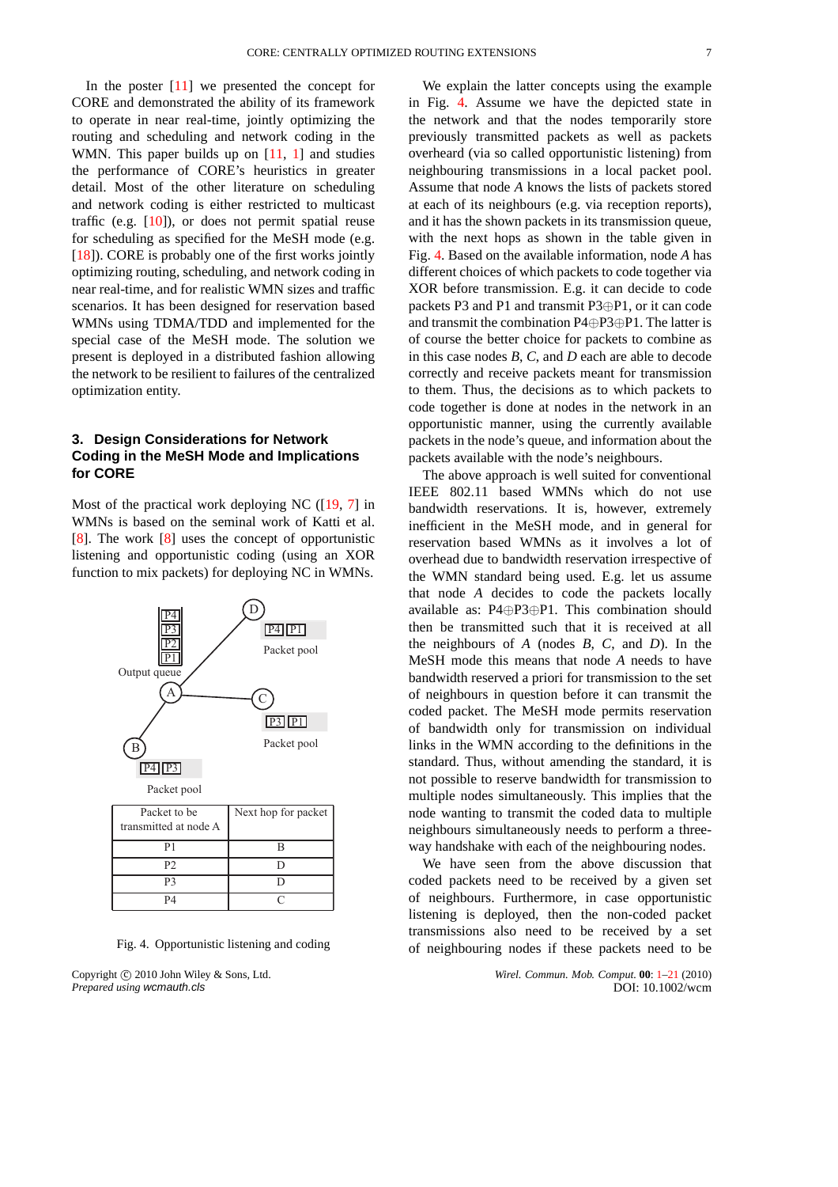In the poster [11] we presented the concept for CORE and demonstrated the ability of its framework to operate in near real-time, jointly optimizing the routing and scheduling and network coding in the WMN. This paper builds up on [11, 1] and studies the performance of CORE's heuristics in greater detail. Most of the other literature on scheduling and network coding is either restricted to multicast traffic (e.g. [10]), or does not permit spatial reuse for scheduling as specified for the MeSH mode (e.g. [18]). CORE is probably one of the first works jointly optimizing routing, scheduling, and network coding in near real-time, and for realistic WMN sizes and traffic scenarios. It has been designed for reservation based WMNs using TDMA/TDD and implemented for the special case of the MeSH mode. The solution we present is deployed in a distributed fashion allowing the network to be resilient to failures of the centralized optimization entity.

## 3. Design Considerations for Network Coding in the MeSH Mode and Implications for CORE

Most of the practical work deploying NC ([19, 7] in WMNs is based on the seminal work of Katti et al. [8]. The work [8] uses the concept of opportunistic listening and opportunistic coding (using an XOR function to mix packets) for deploying NC in WMNs.

Output queue: P4, P3, P2, P1 (at node A)

Packet pool (D): P4, P1

Packet pool (C): P3, P1

Packet pool (B): P4, P3

| Packet to be transmitted at node A | Next hop for packet |
|---|---|
| P1 | B |
| P2 | D |
| P3 | D |
| P4 | C |

Fig. 4. Opportunistic listening and coding

We explain the latter concepts using the example in Fig. 4. Assume we have the depicted state in the network and that the nodes temporarily store previously transmitted packets as well as packets overheard (via so called opportunistic listening) from neighbouring transmissions in a local packet pool. Assume that node *A* knows the lists of packets stored at each of its neighbours (e.g. via reception reports), and it has the shown packets in its transmission queue, with the next hops as shown in the table given in Fig. 4. Based on the available information, node *A* has different choices of which packets to code together via XOR before transmission. E.g. it can decide to code packets P3 and P1 and transmit P3⊕P1, or it can code and transmit the combination P4⊕P3⊕P1. The latter is of course the better choice for packets to combine as in this case nodes *B*, *C*, and *D* each are able to decode correctly and receive packets meant for transmission to them. Thus, the decisions as to which packets to code together is done at nodes in the network in an opportunistic manner, using the currently available packets in the node's queue, and information about the packets available with the node's neighbours.

The above approach is well suited for conventional IEEE 802.11 based WMNs which do not use bandwidth reservations. It is, however, extremely inefficient in the MeSH mode, and in general for reservation based WMNs as it involves a lot of overhead due to bandwidth reservation irrespective of the WMN standard being used. E.g. let us assume that node *A* decides to code the packets locally available as: P4⊕P3⊕P1. This combination should then be transmitted such that it is received at all the neighbours of *A* (nodes *B*, *C*, and *D*). In the MeSH mode this means that node *A* needs to have bandwidth reserved a priori for transmission to the set of neighbours in question before it can transmit the coded packet. The MeSH mode permits reservation of bandwidth only for transmission on individual links in the WMN according to the definitions in the standard. Thus, without amending the standard, it is not possible to reserve bandwidth for transmission to multiple nodes simultaneously. This implies that the node wanting to transmit the coded data to multiple neighbours simultaneously needs to perform a three-way handshake with each of the neighbouring nodes.

We have seen from the above discussion that coded packets need to be received by a given set of neighbours. Furthermore, in case opportunistic listening is deployed, then the non-coded packet transmissions also need to be received by a set of neighbouring nodes if these packets need to be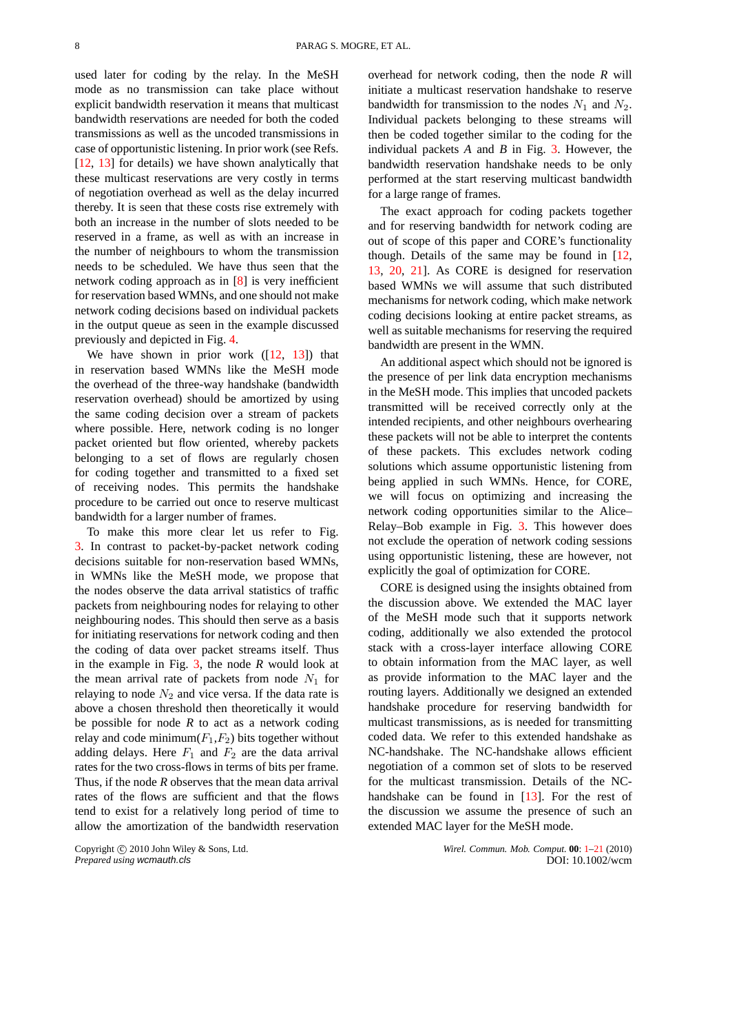used later for coding by the relay. In the MeSH mode as no transmission can take place without explicit bandwidth reservation it means that multicast bandwidth reservations are needed for both the coded transmissions as well as the uncoded transmissions in case of opportunistic listening. In prior work (see Refs. [12, 13] for details) we have shown analytically that these multicast reservations are very costly in terms of negotiation overhead as well as the delay incurred thereby. It is seen that these costs rise extremely with both an increase in the number of slots needed to be reserved in a frame, as well as with an increase in the number of neighbours to whom the transmission needs to be scheduled. We have thus seen that the network coding approach as in [8] is very inefficient for reservation based WMNs, and one should not make network coding decisions based on individual packets in the output queue as seen in the example discussed previously and depicted in Fig. 4.

We have shown in prior work ([12, 13]) that in reservation based WMNs like the MeSH mode the overhead of the three-way handshake (bandwidth reservation overhead) should be amortized by using the same coding decision over a stream of packets where possible. Here, network coding is no longer packet oriented but flow oriented, whereby packets belonging to a set of flows are regularly chosen for coding together and transmitted to a fixed set of receiving nodes. This permits the handshake procedure to be carried out once to reserve multicast bandwidth for a larger number of frames.

To make this more clear let us refer to Fig. 3. In contrast to packet-by-packet network coding decisions suitable for non-reservation based WMNs, in WMNs like the MeSH mode, we propose that the nodes observe the data arrival statistics of traffic packets from neighbouring nodes for relaying to other neighbouring nodes. This should then serve as a basis for initiating reservations for network coding and then the coding of data over packet streams itself. Thus in the example in Fig. 3, the node *R* would look at the mean arrival rate of packets from node $N_1$ for relaying to node $N_2$ and vice versa. If the data rate is above a chosen threshold then theoretically it would be possible for node *R* to act as a network coding relay and code minimum($F_1$,$F_2$) bits together without adding delays. Here $F_1$ and $F_2$ are the data arrival rates for the two cross-flows in terms of bits per frame. Thus, if the node *R* observes that the mean data arrival rates of the flows are sufficient and that the flows tend to exist for a relatively long period of time to allow the amortization of the bandwidth reservation overhead for network coding, then the node *R* will initiate a multicast reservation handshake to reserve bandwidth for transmission to the nodes $N_1$ and $N_2$. Individual packets belonging to these streams will then be coded together similar to the coding for the individual packets *A* and *B* in Fig. 3. However, the bandwidth reservation handshake needs to be only performed at the start reserving multicast bandwidth for a large range of frames.

The exact approach for coding packets together and for reserving bandwidth for network coding are out of scope of this paper and CORE's functionality though. Details of the same may be found in [12, 13, 20, 21]. As CORE is designed for reservation based WMNs we will assume that such distributed mechanisms for network coding, which make network coding decisions looking at entire packet streams, as well as suitable mechanisms for reserving the required bandwidth are present in the WMN.

An additional aspect which should not be ignored is the presence of per link data encryption mechanisms in the MeSH mode. This implies that uncoded packets transmitted will be received correctly only at the intended recipients, and other neighbours overhearing these packets will not be able to interpret the contents of these packets. This excludes network coding solutions which assume opportunistic listening from being applied in such WMNs. Hence, for CORE, we will focus on optimizing and increasing the network coding opportunities similar to the Alice–Relay–Bob example in Fig. 3. This however does not exclude the operation of network coding sessions using opportunistic listening, these are however, not explicitly the goal of optimization for CORE.

CORE is designed using the insights obtained from the discussion above. We extended the MAC layer of the MeSH mode such that it supports network coding, additionally we also extended the protocol stack with a cross-layer interface allowing CORE to obtain information from the MAC layer, as well as provide information to the MAC layer and the routing layers. Additionally we designed an extended handshake procedure for reserving bandwidth for multicast transmissions, as is needed for transmitting coded data. We refer to this extended handshake as NC-handshake. The NC-handshake allows efficient negotiation of a common set of slots to be reserved for the multicast transmission. Details of the NC-handshake can be found in [13]. For the rest of the discussion we assume the presence of such an extended MAC layer for the MeSH mode.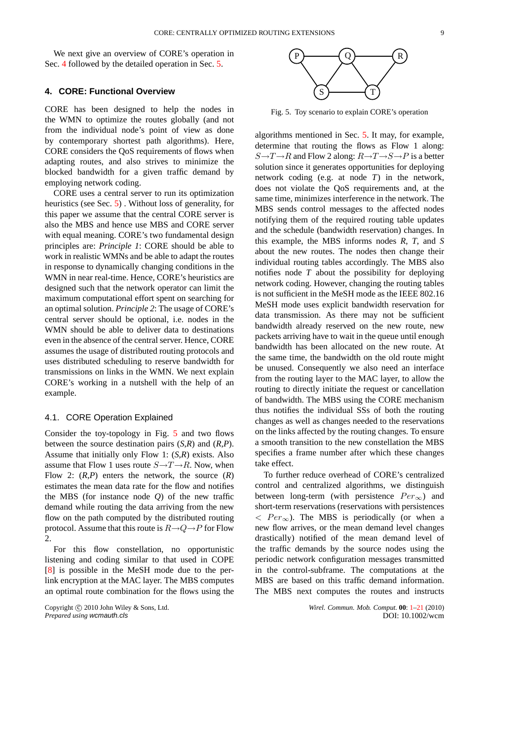We next give an overview of CORE's operation in Sec. 4 followed by the detailed operation in Sec. 5.

## 4. CORE: Functional Overview

CORE has been designed to help the nodes in the WMN to optimize the routes globally (and not from the individual node's point of view as done by contemporary shortest path algorithms). Here, CORE considers the QoS requirements of flows when adapting routes, and also strives to minimize the blocked bandwidth for a given traffic demand by employing network coding.

CORE uses a central server to run its optimization heuristics (see Sec. 5) . Without loss of generality, for this paper we assume that the central CORE server is also the MBS and hence use MBS and CORE server with equal meaning. CORE's two fundamental design principles are: *Principle 1*: CORE should be able to work in realistic WMNs and be able to adapt the routes in response to dynamically changing conditions in the WMN in near real-time. Hence, CORE's heuristics are designed such that the network operator can limit the maximum computational effort spent on searching for an optimal solution. *Principle 2*: The usage of CORE's central server should be optional, i.e. nodes in the WMN should be able to deliver data to destinations even in the absence of the central server. Hence, CORE assumes the usage of distributed routing protocols and uses distributed scheduling to reserve bandwidth for transmissions on links in the WMN. We next explain CORE's working in a nutshell with the help of an example.

### 4.1. CORE Operation Explained

Consider the toy-topology in Fig. 5 and two flows between the source destination pairs (*S*,*R*) and (*R*,*P*). Assume that initially only Flow 1: (*S*,*R*) exists. Also assume that Flow 1 uses route $S \rightarrow T \rightarrow R$. Now, when Flow 2: (*R*,*P*) enters the network, the source (*R*) estimates the mean data rate for the flow and notifies the MBS (for instance node *Q*) of the new traffic demand while routing the data arriving from the new flow on the path computed by the distributed routing protocol. Assume that this route is $R \rightarrow Q \rightarrow P$ for Flow 2.

For this flow constellation, no opportunistic listening and coding similar to that used in COPE [8] is possible in the MeSH mode due to the per-link encryption at the MAC layer. The MBS computes an optimal route combination for the flows using the algorithms mentioned in Sec. 5. It may, for example, determine that routing the flows as Flow 1 along: $S \rightarrow T \rightarrow R$ and Flow 2 along: $R \rightarrow T \rightarrow S \rightarrow P$ is a better solution since it generates opportunities for deploying network coding (e.g. at node *T*) in the network, does not violate the QoS requirements and, at the same time, minimizes interference in the network. The MBS sends control messages to the affected nodes notifying them of the required routing table updates and the schedule (bandwidth reservation) changes. In this example, the MBS informs nodes *R*, *T*, and *S* about the new routes. The nodes then change their individual routing tables accordingly. The MBS also notifies node *T* about the possibility for deploying network coding. However, changing the routing tables is not sufficient in the MeSH mode as the IEEE 802.16 MeSH mode uses explicit bandwidth reservation for data transmission. As there may not be sufficient bandwidth already reserved on the new route, new packets arriving have to wait in the queue until enough bandwidth has been allocated on the new route. At the same time, the bandwidth on the old route might be unused. Consequently we also need an interface from the routing layer to the MAC layer, to allow the routing to directly initiate the request or cancellation of bandwidth. The MBS using the CORE mechanism thus notifies the individual SSs of both the routing changes as well as changes needed to the reservations on the links affected by the routing changes. To ensure a smooth transition to the new constellation the MBS specifies a frame number after which these changes take effect.

Fig. 5. Toy scenario to explain CORE's operation

To further reduce overhead of CORE's centralized control and centralized algorithms, we distinguish between long-term (with persistence $Per_{\infty}$) and short-term reservations (reservations with persistences $< Per_{\infty}$). The MBS is periodically (or when a new flow arrives, or the mean demand level changes drastically) notified of the mean demand level of the traffic demands by the source nodes using the periodic network configuration messages transmitted in the control-subframe. The computations at the MBS are based on this traffic demand information. The MBS next computes the routes and instructs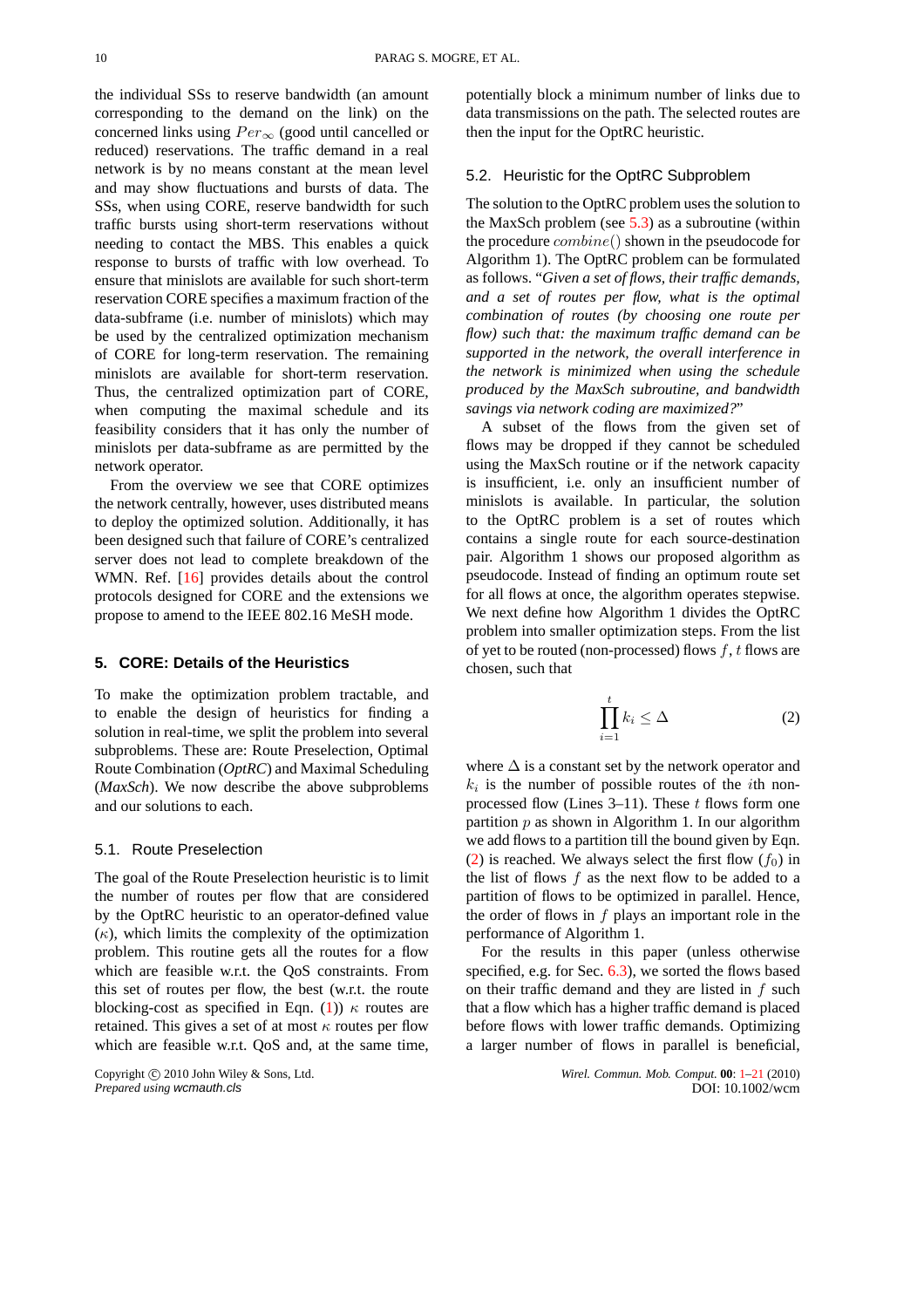the individual SSs to reserve bandwidth (an amount corresponding to the demand on the link) on the concerned links using $Per_{\infty}$ (good until cancelled or reduced) reservations. The traffic demand in a real network is by no means constant at the mean level and may show fluctuations and bursts of data. The SSs, when using CORE, reserve bandwidth for such traffic bursts using short-term reservations without needing to contact the MBS. This enables a quick response to bursts of traffic with low overhead. To ensure that minislots are available for such short-term reservation CORE specifies a maximum fraction of the data-subframe (i.e. number of minislots) which may be used by the centralized optimization mechanism of CORE for long-term reservation. The remaining minislots are available for short-term reservation. Thus, the centralized optimization part of CORE, when computing the maximal schedule and its feasibility considers that it has only the number of minislots per data-subframe as are permitted by the network operator.

From the overview we see that CORE optimizes the network centrally, however, uses distributed means to deploy the optimized solution. Additionally, it has been designed such that failure of CORE's centralized server does not lead to complete breakdown of the WMN. Ref. [16] provides details about the control protocols designed for CORE and the extensions we propose to amend to the IEEE 802.16 MeSH mode.

## 5. CORE: Details of the Heuristics

To make the optimization problem tractable, and to enable the design of heuristics for finding a solution in real-time, we split the problem into several subproblems. These are: Route Preselection, Optimal Route Combination (*OptRC*) and Maximal Scheduling (*MaxSch*). We now describe the above subproblems and our solutions to each.

### 5.1. Route Preselection

The goal of the Route Preselection heuristic is to limit the number of routes per flow that are considered by the OptRC heuristic to an operator-defined value ($\kappa$), which limits the complexity of the optimization problem. This routine gets all the routes for a flow which are feasible w.r.t. the QoS constraints. From this set of routes per flow, the best (w.r.t. the route blocking-cost as specified in Eqn. (1)) $\kappa$ routes are retained. This gives a set of at most $\kappa$ routes per flow which are feasible w.r.t. QoS and, at the same time, potentially block a minimum number of links due to data transmissions on the path. The selected routes are then the input for the OptRC heuristic.

### 5.2. Heuristic for the OptRC Subproblem

The solution to the OptRC problem uses the solution to the MaxSch problem (see 5.3) as a subroutine (within the procedure $combine()$ shown in the pseudocode for Algorithm 1). The OptRC problem can be formulated as follows. "*Given a set of flows, their traffic demands, and a set of routes per flow, what is the optimal combination of routes (by choosing one route per flow) such that: the maximum traffic demand can be supported in the network, the overall interference in the network is minimized when using the schedule produced by the MaxSch subroutine, and bandwidth savings via network coding are maximized?*"

A subset of the flows from the given set of flows may be dropped if they cannot be scheduled using the MaxSch routine or if the network capacity is insufficient, i.e. only an insufficient number of minislots is available. In particular, the solution to the OptRC problem is a set of routes which contains a single route for each source-destination pair. Algorithm 1 shows our proposed algorithm as pseudocode. Instead of finding an optimum route set for all flows at once, the algorithm operates stepwise. We next define how Algorithm 1 divides the OptRC problem into smaller optimization steps. From the list of yet to be routed (non-processed) flows $f$, $t$ flows are chosen, such that

$$\prod_{i=1}^{t} k_i \leq \Delta \tag{2}$$

where $\Delta$ is a constant set by the network operator and $k_i$ is the number of possible routes of the $i$th non-processed flow (Lines 3–11). These $t$ flows form one partition $p$ as shown in Algorithm 1. In our algorithm we add flows to a partition till the bound given by Eqn. (2) is reached. We always select the first flow ($f_0$) in the list of flows $f$ as the next flow to be added to a partition of flows to be optimized in parallel. Hence, the order of flows in $f$ plays an important role in the performance of Algorithm 1.

For the results in this paper (unless otherwise specified, e.g. for Sec. 6.3), we sorted the flows based on their traffic demand and they are listed in $f$ such that a flow which has a higher traffic demand is placed before flows with lower traffic demands. Optimizing a larger number of flows in parallel is beneficial,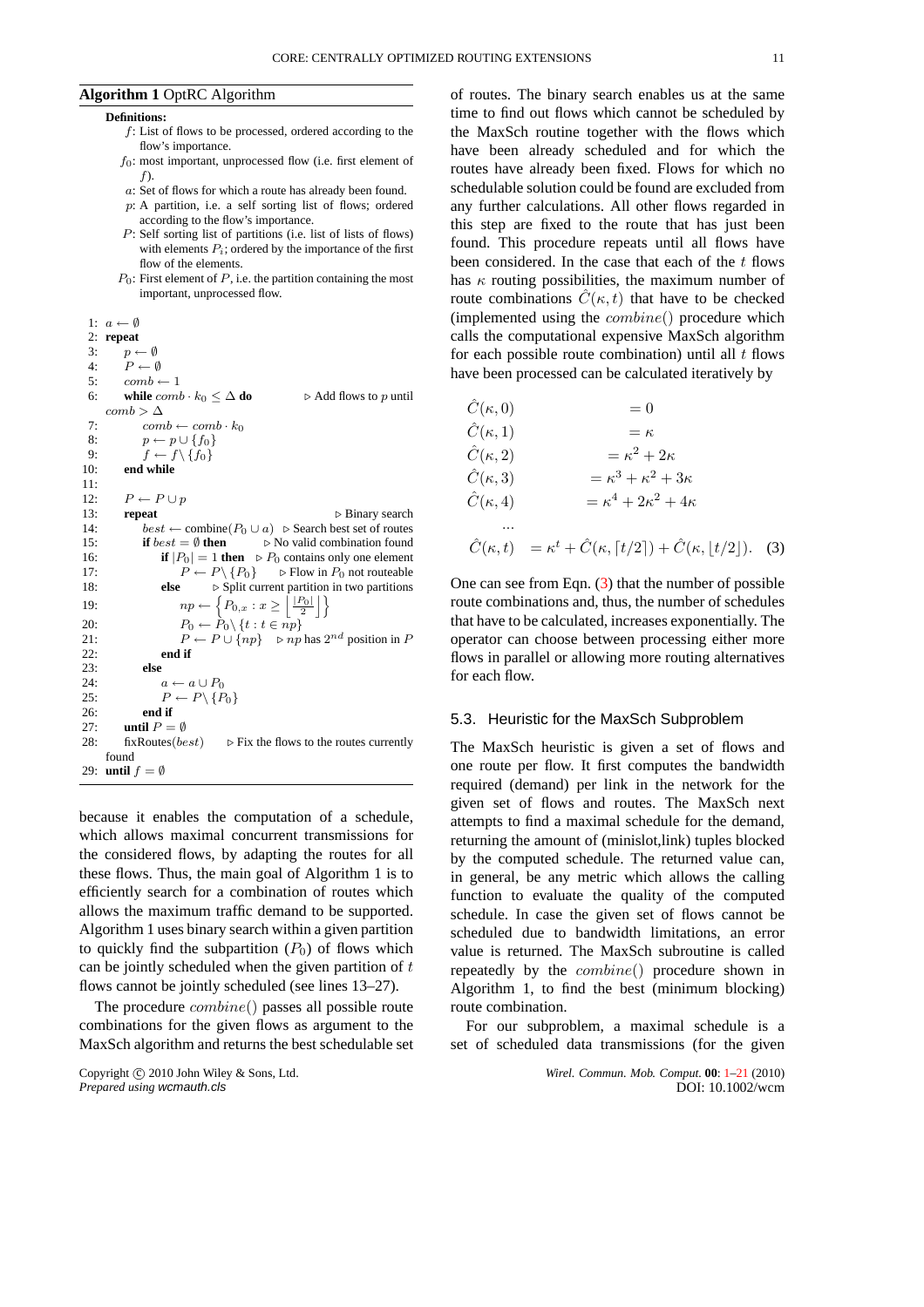**Algorithm 1** OptRC Algorithm

**Definitions:**

- $f$: List of flows to be processed, ordered according to the flow's importance.
- $f_0$: most important, unprocessed flow (i.e. first element of $f$).
- $a$: Set of flows for which a route has already been found.
- $p$: A partition, i.e. a self sorting list of flows; ordered according to the flow's importance.
- $P$: Self sorting list of partitions (i.e. list of lists of flows) with elements $P_i$; ordered by the importance of the first flow of the elements.
- $P_0$: First element of $P$, i.e. the partition containing the most important, unprocessed flow.

```
1:  a ← ∅
2:  repeat
3:     p ← ∅
4:     P ← ∅
5:     comb ← 1
6:     while comb · k_0 ≤ Δ do            ▷ Add flows to p until comb > Δ
7:        comb ← comb · k_0
8:        p ← p ∪ {f_0}
9:        f ← f \ {f_0}
10:    end while
11:
12:    P ← P ∪ p
13:    repeat                              ▷ Binary search
14:       best ← combine(P_0 ∪ a)          ▷ Search best set of routes
15:       if best = ∅ then                 ▷ No valid combination found
16:          if |P_0| = 1 then             ▷ P_0 contains only one element
17:             P ← P \ {P_0}              ▷ Flow in P_0 not routeable
18:          else                          ▷ Split current partition in two partitions
19:             np ← { P_{0,x} : x ≥ ⌊|P_0|/2⌋ }
20:             P_0 ← P_0 \ {t : t ∈ np}
21:             P ← P ∪ {np}               ▷ np has 2nd position in P
22:          end if
23:       else
24:          a ← a ∪ P_0
25:          P ← P \ {P_0}
26:       end if
27:    until P = ∅
28:    fixRoutes(best)                     ▷ Fix the flows to the routes currently found
29: until f = ∅
```

because it enables the computation of a schedule, which allows maximal concurrent transmissions for the considered flows, by adapting the routes for all these flows. Thus, the main goal of Algorithm 1 is to efficiently search for a combination of routes which allows the maximum traffic demand to be supported. Algorithm 1 uses binary search within a given partition to quickly find the subpartition ($P_0$) of flows which can be jointly scheduled when the given partition of $t$ flows cannot be jointly scheduled (see lines 13–27).

The procedure $combine()$ passes all possible route combinations for the given flows as argument to the MaxSch algorithm and returns the best schedulable set of routes. The binary search enables us at the same time to find out flows which cannot be scheduled by the MaxSch routine together with the flows which have been already scheduled and for which the routes have already been fixed. Flows for which no schedulable solution could be found are excluded from any further calculations. All other flows regarded in this step are fixed to the route that has just been found. This procedure repeats until all flows have been considered. In the case that each of the $t$ flows has $\kappa$ routing possibilities, the maximum number of route combinations $\hat{C}(\kappa, t)$ that have to be checked (implemented using the $combine()$ procedure which calls the computational expensive MaxSch algorithm for each possible route combination) until all $t$ flows have been processed can be calculated iteratively by

$$
\begin{aligned}
\hat{C}(\kappa, 0) &= 0 \\
\hat{C}(\kappa, 1) &= \kappa \\
\hat{C}(\kappa, 2) &= \kappa^2 + 2\kappa \\
\hat{C}(\kappa, 3) &= \kappa^3 + \kappa^2 + 3\kappa \\
\hat{C}(\kappa, 4) &= \kappa^4 + 2\kappa^2 + 4\kappa \\
&\cdots \\
\hat{C}(\kappa, t) &= \kappa^t + \hat{C}(\kappa, \lceil t/2 \rceil) + \hat{C}(\kappa, \lfloor t/2 \rfloor). \quad (3)
\end{aligned}
$$

One can see from Eqn. (3) that the number of possible route combinations and, thus, the number of schedules that have to be calculated, increases exponentially. The operator can choose between processing either more flows in parallel or allowing more routing alternatives for each flow.

### 5.3. Heuristic for the MaxSch Subproblem

The MaxSch heuristic is given a set of flows and one route per flow. It first computes the bandwidth required (demand) per link in the network for the given set of flows and routes. The MaxSch next attempts to find a maximal schedule for the demand, returning the amount of (minislot,link) tuples blocked by the computed schedule. The returned value can, in general, be any metric which allows the calling function to evaluate the quality of the computed schedule. In case the given set of flows cannot be scheduled due to bandwidth limitations, an error value is returned. The MaxSch subroutine is called repeatedly by the $combine()$ procedure shown in Algorithm 1, to find the best (minimum blocking) route combination.

For our subproblem, a maximal schedule is a set of scheduled data transmissions (for the given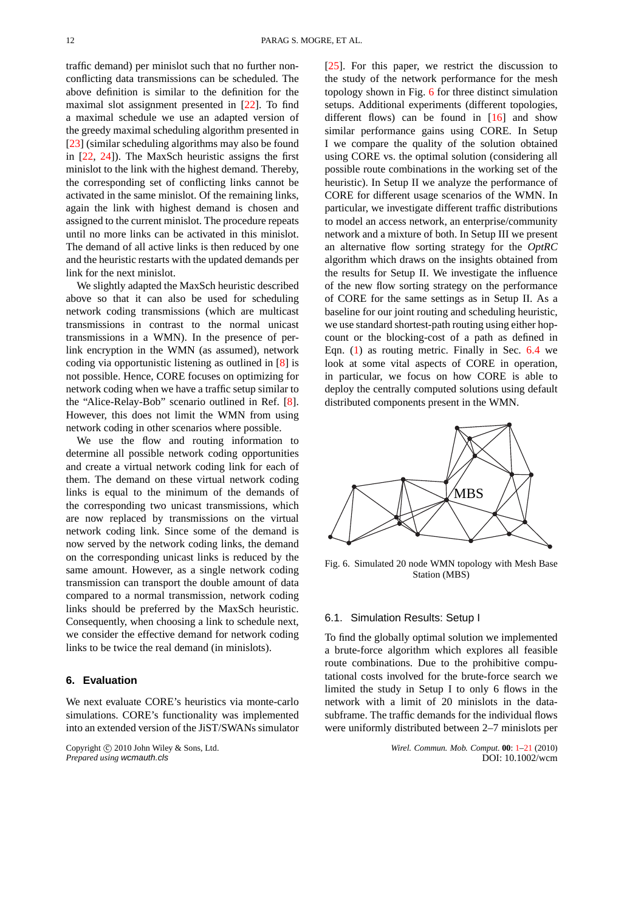traffic demand) per minislot such that no further non-conflicting data transmissions can be scheduled. The above definition is similar to the definition for the maximal slot assignment presented in [22]. To find a maximal schedule we use an adapted version of the greedy maximal scheduling algorithm presented in [23] (similar scheduling algorithms may also be found in [22, 24]). The MaxSch heuristic assigns the first minislot to the link with the highest demand. Thereby, the corresponding set of conflicting links cannot be activated in the same minislot. Of the remaining links, again the link with highest demand is chosen and assigned to the current minislot. The procedure repeats until no more links can be activated in this minislot. The demand of all active links is then reduced by one and the heuristic restarts with the updated demands per link for the next minislot.

We slightly adapted the MaxSch heuristic described above so that it can also be used for scheduling network coding transmissions (which are multicast transmissions in contrast to the normal unicast transmissions in a WMN). In the presence of per-link encryption in the WMN (as assumed), network coding via opportunistic listening as outlined in [8] is not possible. Hence, CORE focuses on optimizing for network coding when we have a traffic setup similar to the "Alice-Relay-Bob" scenario outlined in Ref. [8]. However, this does not limit the WMN from using network coding in other scenarios where possible.

We use the flow and routing information to determine all possible network coding opportunities and create a virtual network coding link for each of them. The demand on these virtual network coding links is equal to the minimum of the demands of the corresponding two unicast transmissions, which are now replaced by transmissions on the virtual network coding link. Since some of the demand is now served by the network coding links, the demand on the corresponding unicast links is reduced by the same amount. However, as a single network coding transmission can transport the double amount of data compared to a normal transmission, network coding links should be preferred by the MaxSch heuristic. Consequently, when choosing a link to schedule next, we consider the effective demand for network coding links to be twice the real demand (in minislots).

## 6. Evaluation

We next evaluate CORE's heuristics via monte-carlo simulations. CORE's functionality was implemented into an extended version of the JiST/SWANs simulator [25]. For this paper, we restrict the discussion to the study of the network performance for the mesh topology shown in Fig. 6 for three distinct simulation setups. Additional experiments (different topologies, different flows) can be found in [16] and show similar performance gains using CORE. In Setup I we compare the quality of the solution obtained using CORE vs. the optimal solution (considering all possible route combinations in the working set of the heuristic). In Setup II we analyze the performance of CORE for different usage scenarios of the WMN. In particular, we investigate different traffic distributions to model an access network, an enterprise/community network and a mixture of both. In Setup III we present an alternative flow sorting strategy for the *OptRC* algorithm which draws on the insights obtained from the results for Setup II. We investigate the influence of the new flow sorting strategy on the performance of CORE for the same settings as in Setup II. As a baseline for our joint routing and scheduling heuristic, we use standard shortest-path routing using either hop-count or the blocking-cost of a path as defined in Eqn. (1) as routing metric. Finally in Sec. 6.4 we look at some vital aspects of CORE in operation, in particular, we focus on how CORE is able to deploy the centrally computed solutions using default distributed components present in the WMN.

Fig. 6. Simulated 20 node WMN topology with Mesh Base Station (MBS)

### 6.1. Simulation Results: Setup I

To find the globally optimal solution we implemented a brute-force algorithm which explores all feasible route combinations. Due to the prohibitive computational costs involved for the brute-force search we limited the study in Setup I to only 6 flows in the network with a limit of 20 minislots in the data-subframe. The traffic demands for the individual flows were uniformly distributed between 2–7 minislots per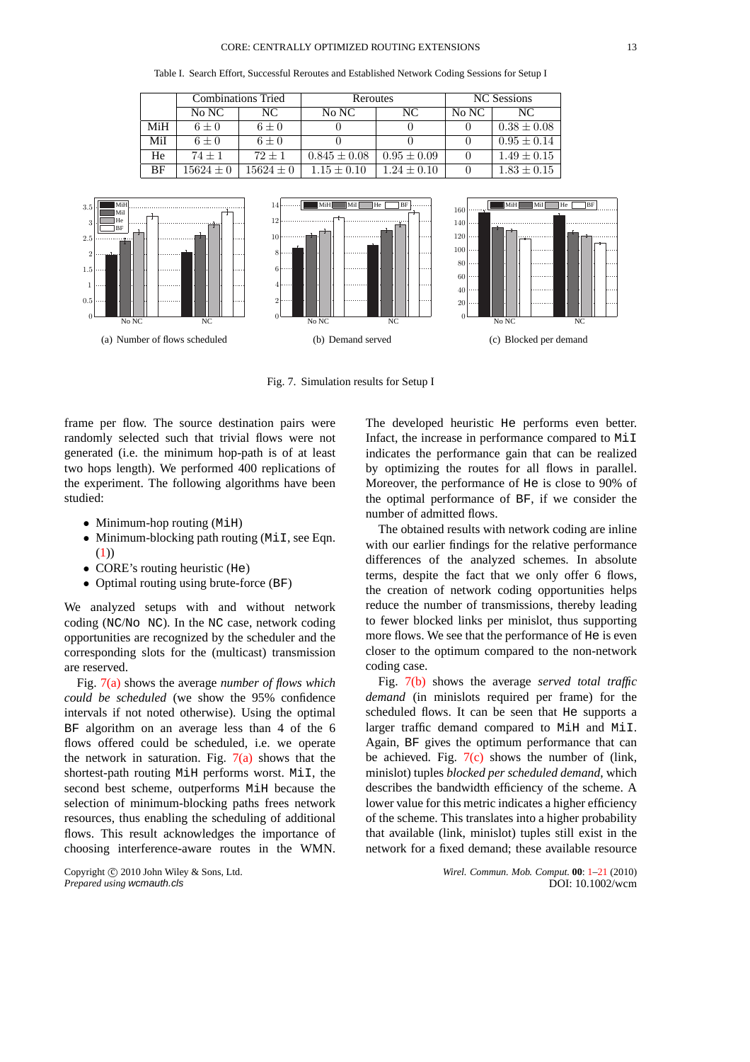Table I. Search Effort, Successful Reroutes and Established Network Coding Sessions for Setup I

| | Combinations Tried | | Reroutes | | NC Sessions | |
|---|---|---|---|---|---|---|
| | No NC | NC | No NC | NC | No NC | NC |
| MiH | $6 \pm 0$ | $6 \pm 0$ | $0$ | $0$ | $0$ | $0.38 \pm 0.08$ |
| MiI | $6 \pm 0$ | $6 \pm 0$ | $0$ | $0$ | $0$ | $0.95 \pm 0.14$ |
| He | $74 \pm 1$ | $72 \pm 1$ | $0.845 \pm 0.08$ | $0.95 \pm 0.09$ | $0$ | $1.49 \pm 0.15$ |
| BF | $15624 \pm 0$ | $15624 \pm 0$ | $1.15 \pm 0.10$ | $1.24 \pm 0.10$ | $0$ | $1.83 \pm 0.15$ |

(a) Number of flows scheduled

(b) Demand served

(c) Blocked per demand

Fig. 7. Simulation results for Setup I

frame per flow. The source destination pairs were randomly selected such that trivial flows were not generated (i.e. the minimum hop-path is of at least two hops length). We performed 400 replications of the experiment. The following algorithms have been studied:

- Minimum-hop routing (MiH)
- Minimum-blocking path routing (MiI, see Eqn. (1))
- CORE's routing heuristic (He)
- Optimal routing using brute-force (BF)

We analyzed setups with and without network coding (NC/No NC). In the NC case, network coding opportunities are recognized by the scheduler and the corresponding slots for the (multicast) transmission are reserved.

Fig. 7(a) shows the average *number of flows which could be scheduled* (we show the 95% confidence intervals if not noted otherwise). Using the optimal BF algorithm on an average less than 4 of the 6 flows offered could be scheduled, i.e. we operate the network in saturation. Fig. 7(a) shows that the shortest-path routing MiH performs worst. MiI, the second best scheme, outperforms MiH because the selection of minimum-blocking paths frees network resources, thus enabling the scheduling of additional flows. This result acknowledges the importance of choosing interference-aware routes in the WMN. The developed heuristic He performs even better. Infact, the increase in performance compared to MiI indicates the performance gain that can be realized by optimizing the routes for all flows in parallel. Moreover, the performance of He is close to 90% of the optimal performance of BF, if we consider the number of admitted flows.

The obtained results with network coding are inline with our earlier findings for the relative performance differences of the analyzed schemes. In absolute terms, despite the fact that we only offer 6 flows, the creation of network coding opportunities helps reduce the number of transmissions, thereby leading to fewer blocked links per minislot, thus supporting more flows. We see that the performance of He is even closer to the optimum compared to the non-network coding case.

Fig. 7(b) shows the average *served total traffic demand* (in minislots required per frame) for the scheduled flows. It can be seen that He supports a larger traffic demand compared to MiH and MiI. Again, BF gives the optimum performance that can be achieved. Fig. 7(c) shows the number of (link, minislot) tuples *blocked per scheduled demand*, which describes the bandwidth efficiency of the scheme. A lower value for this metric indicates a higher efficiency of the scheme. This translates into a higher probability that available (link, minislot) tuples still exist in the network for a fixed demand; these available resource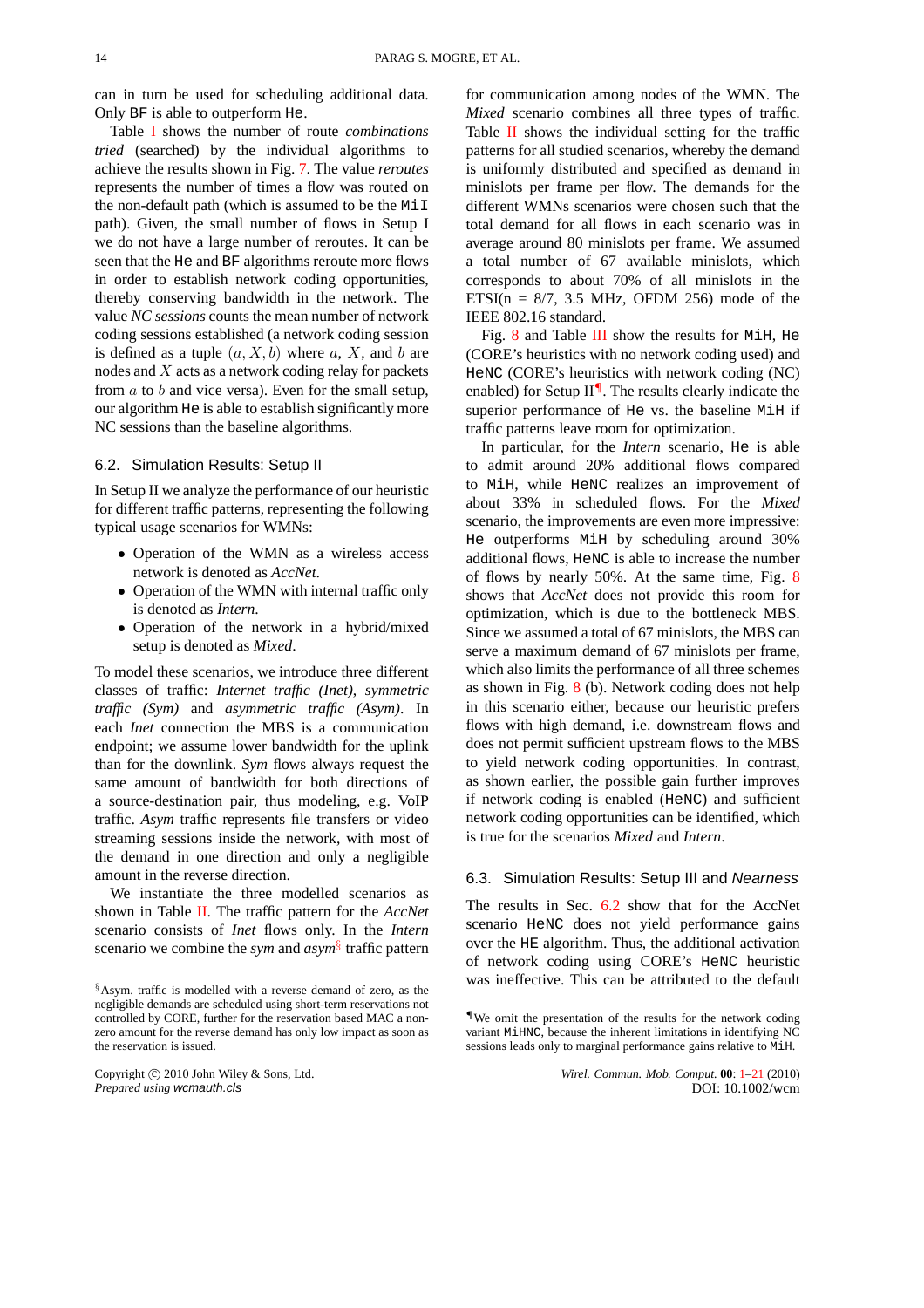can in turn be used for scheduling additional data. Only BF is able to outperform He.

Table I shows the number of route *combinations tried* (searched) by the individual algorithms to achieve the results shown in Fig. 7. The value *reroutes* represents the number of times a flow was routed on the non-default path (which is assumed to be the MiI path). Given, the small number of flows in Setup I we do not have a large number of reroutes. It can be seen that the He and BF algorithms reroute more flows in order to establish network coding opportunities, thereby conserving bandwidth in the network. The value *NC sessions* counts the mean number of network coding sessions established (a network coding session is defined as a tuple $(a, X, b)$ where $a$, $X$, and $b$ are nodes and $X$ acts as a network coding relay for packets from $a$ to $b$ and vice versa). Even for the small setup, our algorithm He is able to establish significantly more NC sessions than the baseline algorithms.

### 6.2. Simulation Results: Setup II

In Setup II we analyze the performance of our heuristic for different traffic patterns, representing the following typical usage scenarios for WMNs:

- Operation of the WMN as a wireless access network is denoted as *AccNet*.
- Operation of the WMN with internal traffic only is denoted as *Intern*.
- Operation of the network in a hybrid/mixed setup is denoted as *Mixed*.

To model these scenarios, we introduce three different classes of traffic: *Internet traffic (Inet)*, *symmetric traffic (Sym)* and *asymmetric traffic (Asym)*. In each *Inet* connection the MBS is a communication endpoint; we assume lower bandwidth for the uplink than for the downlink. *Sym* flows always request the same amount of bandwidth for both directions of a source-destination pair, thus modeling, e.g. VoIP traffic. *Asym* traffic represents file transfers or video streaming sessions inside the network, with most of the demand in one direction and only a negligible amount in the reverse direction.

We instantiate the three modelled scenarios as shown in Table II. The traffic pattern for the *AccNet* scenario consists of *Inet* flows only. In the *Intern* scenario we combine the *sym* and *asym*[§] traffic pattern for communication among nodes of the WMN. The *Mixed* scenario combines all three types of traffic. Table II shows the individual setting for the traffic patterns for all studied scenarios, whereby the demand is uniformly distributed and specified as demand in minislots per frame per flow. The demands for the different WMNs scenarios were chosen such that the total demand for all flows in each scenario was in average around 80 minislots per frame. We assumed a total number of 67 available minislots, which corresponds to about 70% of all minislots in the ETSI(n = 8/7, 3.5 MHz, OFDM 256) mode of the IEEE 802.16 standard.

Fig. 8 and Table III show the results for MiH, He (CORE's heuristics with no network coding used) and HeNC (CORE's heuristics with network coding (NC) enabled) for Setup II[¶]. The results clearly indicate the superior performance of He vs. the baseline MiH if traffic patterns leave room for optimization.

In particular, for the *Intern* scenario, He is able to admit around 20% additional flows compared to MiH, while HeNC realizes an improvement of about 33% in scheduled flows. For the *Mixed* scenario, the improvements are even more impressive: He outperforms MiH by scheduling around 30% additional flows, HeNC is able to increase the number of flows by nearly 50%. At the same time, Fig. 8 shows that *AccNet* does not provide this room for optimization, which is due to the bottleneck MBS. Since we assumed a total of 67 minislots, the MBS can serve a maximum demand of 67 minislots per frame, which also limits the performance of all three schemes as shown in Fig. 8 (b). Network coding does not help in this scenario either, because our heuristic prefers flows with high demand, i.e. downstream flows and does not permit sufficient upstream flows to the MBS to yield network coding opportunities. In contrast, as shown earlier, the possible gain further improves if network coding is enabled (HeNC) and sufficient network coding opportunities can be identified, which is true for the scenarios *Mixed* and *Intern*.

### 6.3. Simulation Results: Setup III and *Nearness*

The results in Sec. 6.2 show that for the AccNet scenario HeNC does not yield performance gains over the HE algorithm. Thus, the additional activation of network coding using CORE's HeNC heuristic was ineffective. This can be attributed to the default

---

[§] Asym. traffic is modelled with a reverse demand of zero, as the negligible demands are scheduled using short-term reservations not controlled by CORE, further for the reservation based MAC a non-zero amount for the reverse demand has only low impact as soon as the reservation is issued.

[¶] We omit the presentation of the results for the network coding variant MiHNC, because the inherent limitations in identifying NC sessions leads only to marginal performance gains relative to MiH.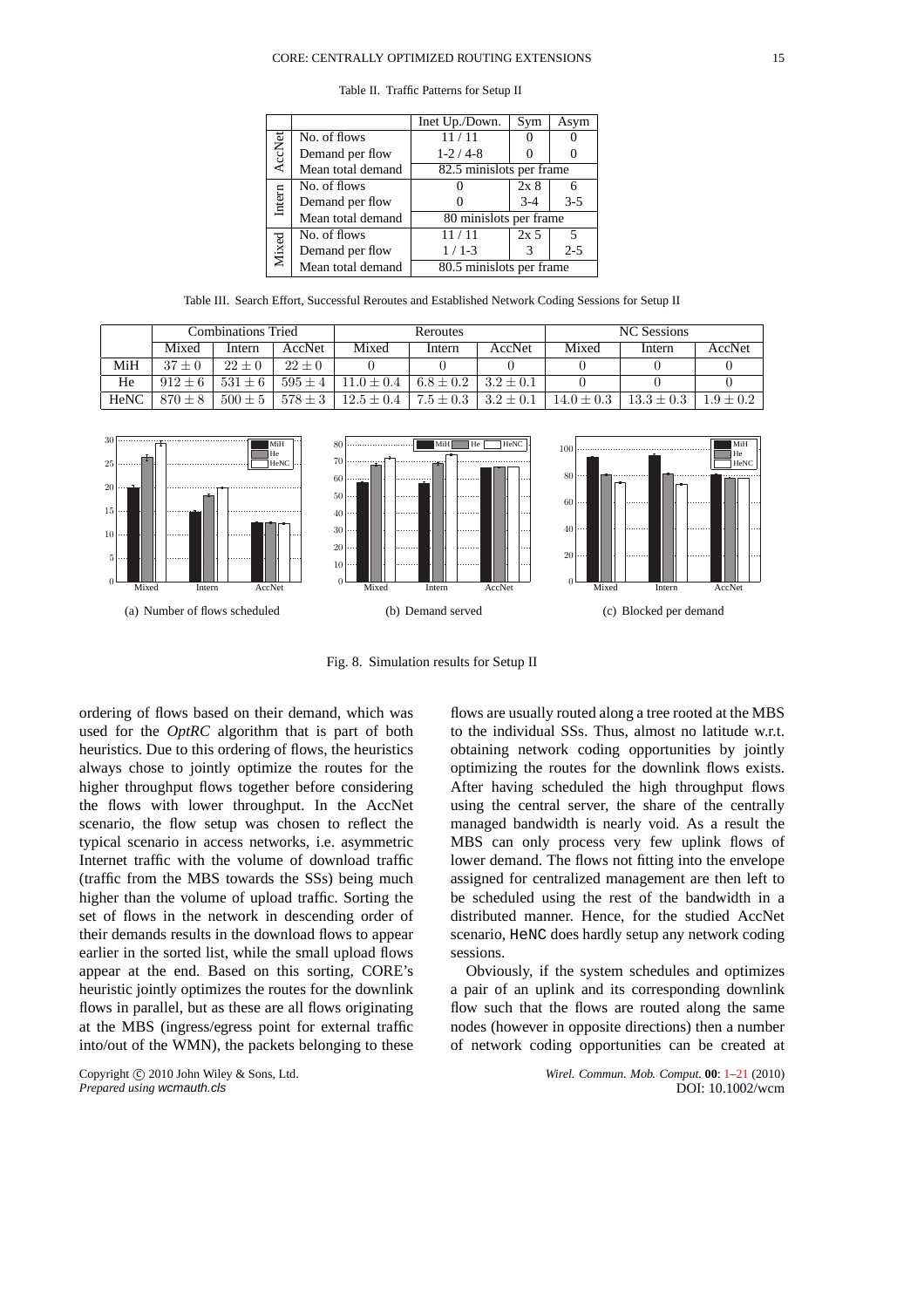Table II. Traffic Patterns for Setup II

| | | Inet Up./Down. | Sym | Asym |
|---|---|---|---|---|
| AccNet | No. of flows | 11 / 11 | 0 | 0 |
| | Demand per flow | 1-2 / 4-8 | 0 | 0 |
| | Mean total demand | 82.5 minislots per frame | | |
| Intern | No. of flows | 0 | 2x 8 | 6 |
| | Demand per flow | 0 | 3-4 | 3-5 |
| | Mean total demand | 80 minislots per frame | | |
| Mixed | No. of flows | 11 / 11 | 2x 5 | 5 |
| | Demand per flow | 1 / 1-3 | 3 | 2-5 |
| | Mean total demand | 80.5 minislots per frame | | |

Table III. Search Effort, Successful Reroutes and Established Network Coding Sessions for Setup II

| | Combinations Tried | | | Reroutes | | | NC Sessions | | |
|---|---|---|---|---|---|---|---|---|---|
| | Mixed | Intern | AccNet | Mixed | Intern | AccNet | Mixed | Intern | AccNet |
| MiH | $37 \pm 0$ | $22 \pm 0$ | $22 \pm 0$ | 0 | 0 | 0 | 0 | 0 | 0 |
| He | $912 \pm 6$ | $531 \pm 6$ | $595 \pm 4$ | $11.0 \pm 0.4$ | $6.8 \pm 0.2$ | $3.2 \pm 0.1$ | 0 | 0 | 0 |
| HeNC | $870 \pm 8$ | $500 \pm 5$ | $578 \pm 3$ | $12.5 \pm 0.4$ | $7.5 \pm 0.3$ | $3.2 \pm 0.1$ | $14.0 \pm 0.3$ | $13.3 \pm 0.3$ | $1.9 \pm 0.2$ |

(a) Number of flows scheduled

(b) Demand served

(c) Blocked per demand

Fig. 8. Simulation results for Setup II

ordering of flows based on their demand, which was used for the *OptRC* algorithm that is part of both heuristics. Due to this ordering of flows, the heuristics always chose to jointly optimize the routes for the higher throughput flows together before considering the flows with lower throughput. In the AccNet scenario, the flow setup was chosen to reflect the typical scenario in access networks, i.e. asymmetric Internet traffic with the volume of download traffic (traffic from the MBS towards the SSs) being much higher than the volume of upload traffic. Sorting the set of flows in the network in descending order of their demands results in the download flows to appear earlier in the sorted list, while the small upload flows appear at the end. Based on this sorting, CORE's heuristic jointly optimizes the routes for the downlink flows in parallel, but as these are all flows originating at the MBS (ingress/egress point for external traffic into/out of the WMN), the packets belonging to these flows are usually routed along a tree rooted at the MBS to the individual SSs. Thus, almost no latitude w.r.t. obtaining network coding opportunities by jointly optimizing the routes for the downlink flows exists. After having scheduled the high throughput flows using the central server, the share of the centrally managed bandwidth is nearly void. As a result the MBS can only process very few uplink flows of lower demand. The flows not fitting into the envelope assigned for centralized management are then left to be scheduled using the rest of the bandwidth in a distributed manner. Hence, for the studied AccNet scenario, HeNC does hardly setup any network coding sessions.

Obviously, if the system schedules and optimizes a pair of an uplink and its corresponding downlink flow such that the flows are routed along the same nodes (however in opposite directions) then a number of network coding opportunities can be created at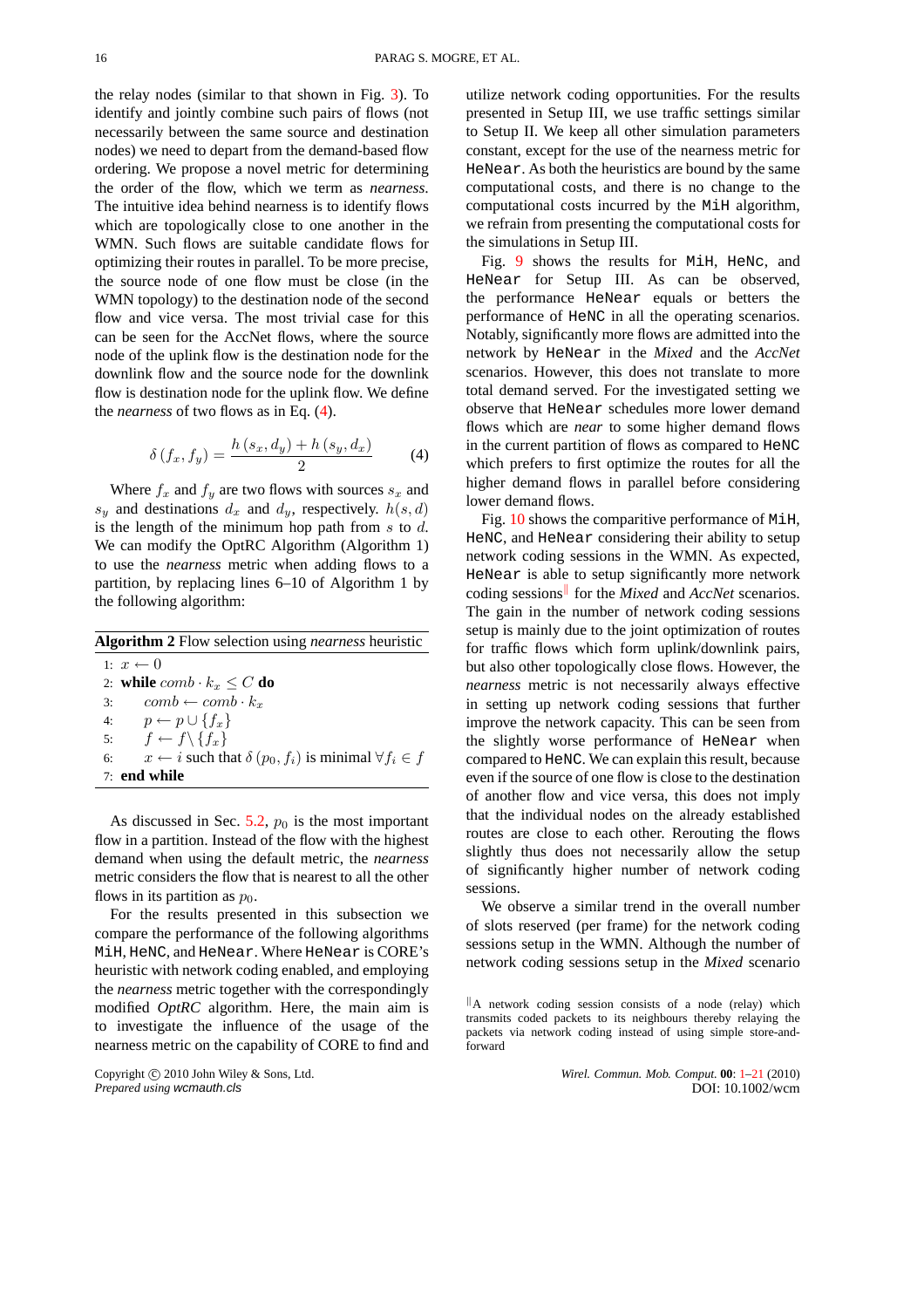the relay nodes (similar to that shown in Fig. 3). To identify and jointly combine such pairs of flows (not necessarily between the same source and destination nodes) we need to depart from the demand-based flow ordering. We propose a novel metric for determining the order of the flow, which we term as *nearness*. The intuitive idea behind nearness is to identify flows which are topologically close to one another in the WMN. Such flows are suitable candidate flows for optimizing their routes in parallel. To be more precise, the source node of one flow must be close (in the WMN topology) to the destination node of the second flow and vice versa. The most trivial case for this can be seen for the AccNet flows, where the source node of the uplink flow is the destination node for the downlink flow and the source node for the downlink flow is destination node for the uplink flow. We define the *nearness* of two flows as in Eq. (4).

$$\delta\left(f_x, f_y\right) = \frac{h\left(s_x, d_y\right) + h\left(s_y, d_x\right)}{2} \qquad (4)$$

Where $f_x$ and $f_y$ are two flows with sources $s_x$ and $s_y$ and destinations $d_x$ and $d_y$, respectively. $h(s,d)$ is the length of the minimum hop path from $s$ to $d$. We can modify the OptRC Algorithm (Algorithm 1) to use the *nearness* metric when adding flows to a partition, by replacing lines 6–10 of Algorithm 1 by the following algorithm:

**Algorithm 2** Flow selection using *nearness* heuristic

1: $x \leftarrow 0$
2: **while** $comb \cdot k_x \leq C$ **do**
3: $\quad comb \leftarrow comb \cdot k_x$
4: $\quad p \leftarrow p \cup \{f_x\}$
5: $\quad f \leftarrow f \setminus \{f_x\}$
6: $\quad x \leftarrow i$ such that $\delta\left(p_0, f_i\right)$ is minimal $\forall f_i \in f$
7: **end while**

As discussed in Sec. 5.2, $p_0$ is the most important flow in a partition. Instead of the flow with the highest demand when using the default metric, the *nearness* metric considers the flow that is nearest to all the other flows in its partition as $p_0$.

For the results presented in this subsection we compare the performance of the following algorithms MiH, HeNC, and HeNear. Where HeNear is CORE's heuristic with network coding enabled, and employing the *nearness* metric together with the correspondingly modified *OptRC* algorithm. Here, the main aim is to investigate the influence of the usage of the nearness metric on the capability of CORE to find and utilize network coding opportunities. For the results presented in Setup III, we use traffic settings similar to Setup II. We keep all other simulation parameters constant, except for the use of the nearness metric for HeNear. As both the heuristics are bound by the same computational costs, and there is no change to the computational costs incurred by the MiH algorithm, we refrain from presenting the computational costs for the simulations in Setup III.

Fig. 9 shows the results for MiH, HeNc, and HeNear for Setup III. As can be observed, the performance HeNear equals or betters the performance of HeNC in all the operating scenarios. Notably, significantly more flows are admitted into the network by HeNear in the *Mixed* and the *AccNet* scenarios. However, this does not translate to more total demand served. For the investigated setting we observe that HeNear schedules more lower demand flows which are *near* to some higher demand flows in the current partition of flows as compared to HeNC which prefers to first optimize the routes for all the higher demand flows in parallel before considering lower demand flows.

Fig. 10 shows the comparitive performance of MiH, HeNC, and HeNear considering their ability to setup network coding sessions in the WMN. As expected, HeNear is able to setup significantly more network coding sessions[‖] for the *Mixed* and *AccNet* scenarios. The gain in the number of network coding sessions setup is mainly due to the joint optimization of routes for traffic flows which form uplink/downlink pairs, but also other topologically close flows. However, the *nearness* metric is not necessarily always effective in setting up network coding sessions that further improve the network capacity. This can be seen from the slightly worse performance of HeNear when compared to HeNC. We can explain this result, because even if the source of one flow is close to the destination of another flow and vice versa, this does not imply that the individual nodes on the already established routes are close to each other. Rerouting the flows slightly thus does not necessarily allow the setup of significantly higher number of network coding sessions.

We observe a similar trend in the overall number of slots reserved (per frame) for the network coding sessions setup in the WMN. Although the number of network coding sessions setup in the *Mixed* scenario

[‖] A network coding session consists of a node (relay) which transmits coded packets to its neighbours thereby relaying the packets via network coding instead of using simple store-and-forward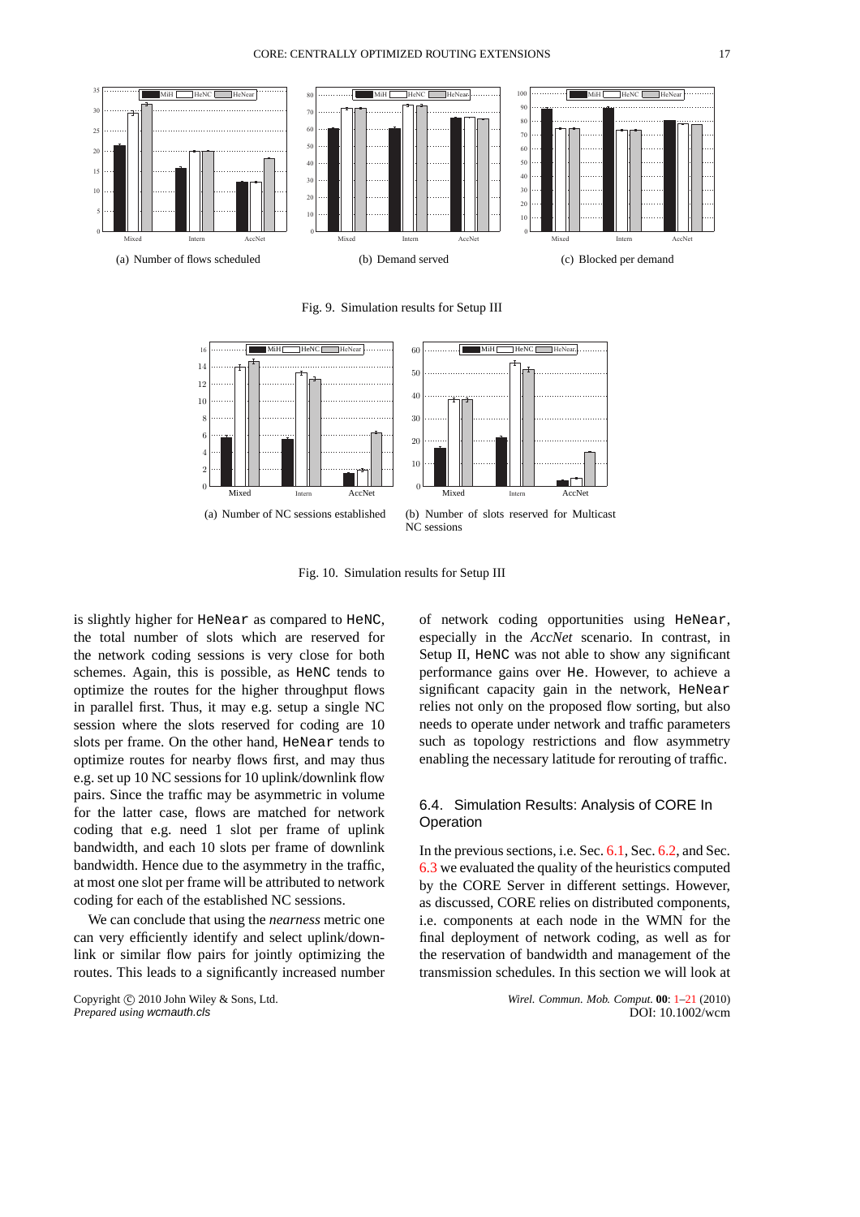(a) Number of flows scheduled

(b) Demand served

(c) Blocked per demand

Fig. 9. Simulation results for Setup III

(a) Number of NC sessions established

(b) Number of slots reserved for Multicast NC sessions

Fig. 10. Simulation results for Setup III

is slightly higher for `HeNear` as compared to `HeNC`, the total number of slots which are reserved for the network coding sessions is very close for both schemes. Again, this is possible, as `HeNC` tends to optimize the routes for the higher throughput flows in parallel first. Thus, it may e.g. setup a single NC session where the slots reserved for coding are 10 slots per frame. On the other hand, `HeNear` tends to optimize routes for nearby flows first, and may thus e.g. set up 10 NC sessions for 10 uplink/downlink flow pairs. Since the traffic may be asymmetric in volume for the latter case, flows are matched for network coding that e.g. need 1 slot per frame of uplink bandwidth, and each 10 slots per frame of downlink bandwidth. Hence due to the asymmetry in the traffic, at most one slot per frame will be attributed to network coding for each of the established NC sessions.

We can conclude that using the *nearness* metric one can very efficiently identify and select uplink/downlink or similar flow pairs for jointly optimizing the routes. This leads to a significantly increased number of network coding opportunities using `HeNear`, especially in the *AccNet* scenario. In contrast, in Setup II, `HeNC` was not able to show any significant performance gains over `He`. However, to achieve a significant capacity gain in the network, `HeNear` relies not only on the proposed flow sorting, but also needs to operate under network and traffic parameters such as topology restrictions and flow asymmetry enabling the necessary latitude for rerouting of traffic.

### 6.4. Simulation Results: Analysis of CORE In Operation

In the previous sections, i.e. Sec. 6.1, Sec. 6.2, and Sec. 6.3 we evaluated the quality of the heuristics computed by the CORE Server in different settings. However, as discussed, CORE relies on distributed components, i.e. components at each node in the WMN for the final deployment of network coding, as well as for the reservation of bandwidth and management of the transmission schedules. In this section we will look at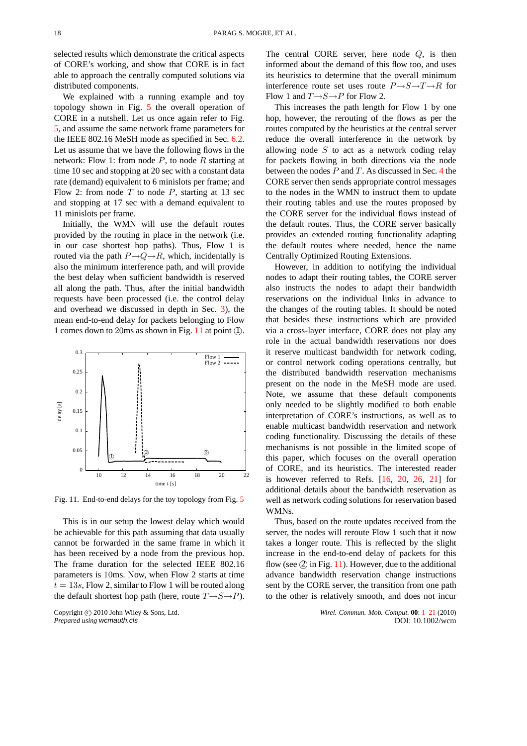selected results which demonstrate the critical aspects of CORE's working, and show that CORE is in fact able to approach the centrally computed solutions via distributed components.

We explained with a running example and toy topology shown in Fig. 5 the overall operation of CORE in a nutshell. Let us once again refer to Fig. 5, and assume the same network frame parameters for the IEEE 802.16 MeSH mode as specified in Sec. 6.2. Let us assume that we have the following flows in the network: Flow 1: from node $P$, to node $R$ starting at time 10 sec and stopping at 20 sec with a constant data rate (demand) equivalent to 6 minislots per frame; and Flow 2: from node $T$ to node $P$, starting at 13 sec and stopping at 17 sec with a demand equivalent to 11 minislots per frame.

Initially, the WMN will use the default routes provided by the routing in place in the network (i.e. in our case shortest hop paths). Thus, Flow 1 is routed via the path $P \rightarrow Q \rightarrow R$, which, incidentally is also the minimum interference path, and will provide the best delay when sufficient bandwidth is reserved all along the path. Thus, after the initial bandwidth requests have been processed (i.e. the control delay and overhead we discussed in depth in Sec. 3), the mean end-to-end delay for packets belonging to Flow 1 comes down to 20ms as shown in Fig. 11 at point ①.

Fig. 11. End-to-end delays for the toy topology from Fig. 5

This is in our setup the lowest delay which would be achievable for this path assuming that data usually cannot be forwarded in the same frame in which it has been received by a node from the previous hop. The frame duration for the selected IEEE 802.16 parameters is 10ms. Now, when Flow 2 starts at time $t = 13s$, Flow 2, similar to Flow 1 will be routed along the default shortest hop path (here, route $T \rightarrow S \rightarrow P$). The central CORE server, here node $Q$, is then informed about the demand of this flow too, and uses its heuristics to determine that the overall minimum interference route set uses route $P \rightarrow S \rightarrow T \rightarrow R$ for Flow 1 and $T \rightarrow S \rightarrow P$ for Flow 2.

This increases the path length for Flow 1 by one hop, however, the rerouting of the flows as per the routes computed by the heuristics at the central server reduce the overall interference in the network by allowing node $S$ to act as a network coding relay for packets flowing in both directions via the node between the nodes $P$ and $T$. As discussed in Sec. 4 the CORE server then sends appropriate control messages to the nodes in the WMN to instruct them to update their routing tables and use the routes proposed by the CORE server for the individual flows instead of the default routes. Thus, the CORE server basically provides an extended routing functionality adapting the default routes where needed, hence the name Centrally Optimized Routing Extensions.

However, in addition to notifying the individual nodes to adapt their routing tables, the CORE server also instructs the nodes to adapt their bandwidth reservations on the individual links in advance to the changes of the routing tables. It should be noted that besides these instructions which are provided via a cross-layer interface, CORE does not play any role in the actual bandwidth reservations nor does it reserve multicast bandwidth for network coding, or control network coding operations centrally, but the distributed bandwidth reservation mechanisms present on the node in the MeSH mode are used. Note, we assume that these default components only needed to be slightly modified to both enable interpretation of CORE's instructions, as well as to enable multicast bandwidth reservation and network coding functionality. Discussing the details of these mechanisms is not possible in the limited scope of this paper, which focuses on the overall operation of CORE, and its heuristics. The interested reader is however referred to Refs. [16, 20, 26, 21] for additional details about the bandwidth reservation as well as network coding solutions for reservation based WMNs.

Thus, based on the route updates received from the server, the nodes will reroute Flow 1 such that it now takes a longer route. This is reflected by the slight increase in the end-to-end delay of packets for this flow (see ② in Fig. 11). However, due to the additional advance bandwidth reservation change instructions sent by the CORE server, the transition from one path to the other is relatively smooth, and does not incur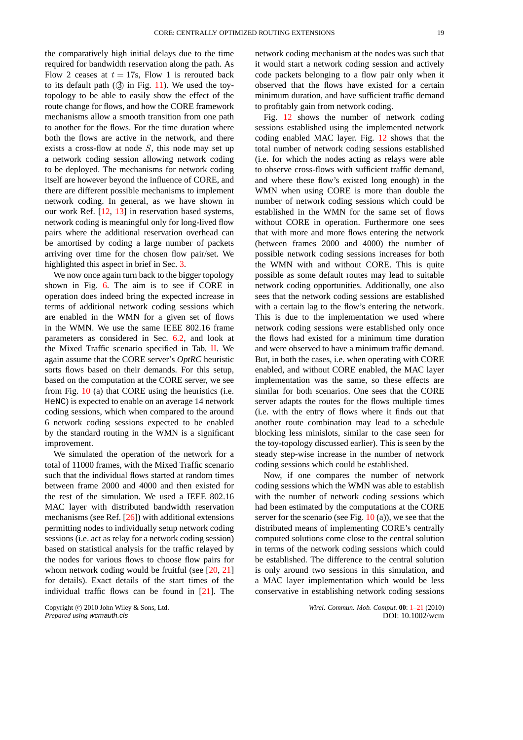the comparatively high initial delays due to the time required for bandwidth reservation along the path. As Flow 2 ceases at $t = 17$s, Flow 1 is rerouted back to its default path (③) in Fig. 11). We used the toy-topology to be able to easily show the effect of the route change for flows, and how the CORE framework mechanisms allow a smooth transition from one path to another for the flows. For the time duration where both the flows are active in the network, and there exists a cross-flow at node $S$, this node may set up a network coding session allowing network coding to be deployed. The mechanisms for network coding itself are however beyond the influence of CORE, and there are different possible mechanisms to implement network coding. In general, as we have shown in our work Ref. [12, 13] in reservation based systems, network coding is meaningful only for long-lived flow pairs where the additional reservation overhead can be amortised by coding a large number of packets arriving over time for the chosen flow pair/set. We highlighted this aspect in brief in Sec. 3.

We now once again turn back to the bigger topology shown in Fig. 6. The aim is to see if CORE in operation does indeed bring the expected increase in terms of additional network coding sessions which are enabled in the WMN for a given set of flows in the WMN. We use the same IEEE 802.16 frame parameters as considered in Sec. 6.2, and look at the Mixed Traffic scenario specified in Tab. II. We again assume that the CORE server's *OptRC* heuristic sorts flows based on their demands. For this setup, based on the computation at the CORE server, we see from Fig. 10 (a) that CORE using the heuristics (i.e. HeNC) is expected to enable on an average 14 network coding sessions, which when compared to the around 6 network coding sessions expected to be enabled by the standard routing in the WMN is a significant improvement.

We simulated the operation of the network for a total of 11000 frames, with the Mixed Traffic scenario such that the individual flows started at random times between frame 2000 and 4000 and then existed for the rest of the simulation. We used a IEEE 802.16 MAC layer with distributed bandwidth reservation mechanisms (see Ref. [26]) with additional extensions permitting nodes to individually setup network coding sessions (i.e. act as relay for a network coding session) based on statistical analysis for the traffic relayed by the nodes for various flows to choose flow pairs for whom network coding would be fruitful (see [20, 21] for details). Exact details of the start times of the individual traffic flows can be found in [21]. The network coding mechanism at the nodes was such that it would start a network coding session and actively code packets belonging to a flow pair only when it observed that the flows have existed for a certain minimum duration, and have sufficient traffic demand to profitably gain from network coding.

Fig. 12 shows the number of network coding sessions established using the implemented network coding enabled MAC layer. Fig. 12 shows that the total number of network coding sessions established (i.e. for which the nodes acting as relays were able to observe cross-flows with sufficient traffic demand, and where these flow's existed long enough) in the WMN when using CORE is more than double the number of network coding sessions which could be established in the WMN for the same set of flows without CORE in operation. Furthermore one sees that with more and more flows entering the network (between frames 2000 and 4000) the number of possible network coding sessions increases for both the WMN with and without CORE. This is quite possible as some default routes may lead to suitable network coding opportunities. Additionally, one also sees that the network coding sessions are established with a certain lag to the flow's entering the network. This is due to the implementation we used where network coding sessions were established only once the flows had existed for a minimum time duration and were observed to have a minimum traffic demand. But, in both the cases, i.e. when operating with CORE enabled, and without CORE enabled, the MAC layer implementation was the same, so these effects are similar for both scenarios. One sees that the CORE server adapts the routes for the flows multiple times (i.e. with the entry of flows where it finds out that another route combination may lead to a schedule blocking less minislots, similar to the case seen for the toy-topology discussed earlier). This is seen by the steady step-wise increase in the number of network coding sessions which could be established.

Now, if one compares the number of network coding sessions which the WMN was able to establish with the number of network coding sessions which had been estimated by the computations at the CORE server for the scenario (see Fig. 10 (a)), we see that the distributed means of implementing CORE's centrally computed solutions come close to the central solution in terms of the network coding sessions which could be established. The difference to the central solution is only around two sessions in this simulation, and a MAC layer implementation which would be less conservative in establishing network coding sessions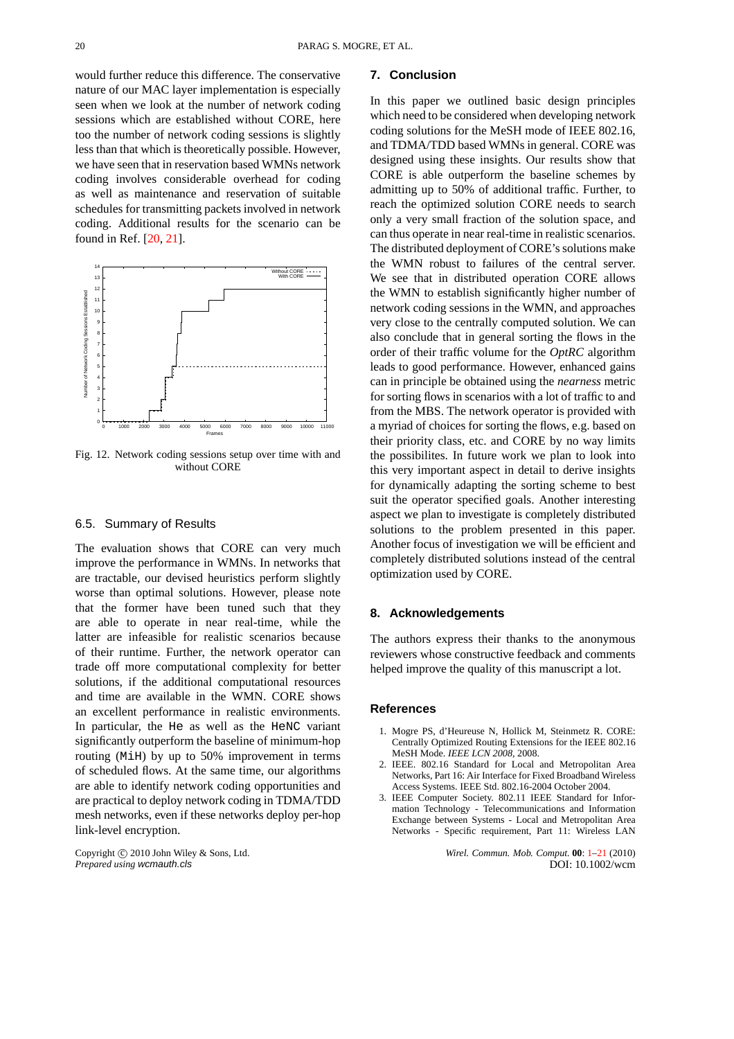would further reduce this difference. The conservative nature of our MAC layer implementation is especially seen when we look at the number of network coding sessions which are established without CORE, here too the number of network coding sessions is slightly less than that which is theoretically possible. However, we have seen that in reservation based WMNs network coding involves considerable overhead for coding as well as maintenance and reservation of suitable schedules for transmitting packets involved in network coding. Additional results for the scenario can be found in Ref. [20, 21].

Number of Network Coding Sessions Established
0
1
2
3
4
5
6
7
8
9
10
11
12
13
14
0 1000 2000 3000 4000 5000 6000 7000 8000 9000 10000 11000
Frames
Without CORE
With CORE

Fig. 12. Network coding sessions setup over time with and without CORE

### 6.5. Summary of Results

The evaluation shows that CORE can very much improve the performance in WMNs. In networks that are tractable, our devised heuristics perform slightly worse than optimal solutions. However, please note that the former have been tuned such that they are able to operate in near real-time, while the latter are infeasible for realistic scenarios because of their runtime. Further, the network operator can trade off more computational complexity for better solutions, if the additional computational resources and time are available in the WMN. CORE shows an excellent performance in realistic environments. In particular, the `He` as well as the `HeNC` variant significantly outperform the baseline of minimum-hop routing (`MiH`) by up to 50% improvement in terms of scheduled flows. At the same time, our algorithms are able to identify network coding opportunities and are practical to deploy network coding in TDMA/TDD mesh networks, even if these networks deploy per-hop link-level encryption.

## 7. Conclusion

In this paper we outlined basic design principles which need to be considered when developing network coding solutions for the MeSH mode of IEEE 802.16, and TDMA/TDD based WMNs in general. CORE was designed using these insights. Our results show that CORE is able outperform the baseline schemes by admitting up to 50% of additional traffic. Further, to reach the optimized solution CORE needs to search only a very small fraction of the solution space, and can thus operate in near real-time in realistic scenarios. The distributed deployment of CORE's solutions make the WMN robust to failures of the central server. We see that in distributed operation CORE allows the WMN to establish significantly higher number of network coding sessions in the WMN, and approaches very close to the centrally computed solution. We can also conclude that in general sorting the flows in the order of their traffic volume for the *OptRC* algorithm leads to good performance. However, enhanced gains can in principle be obtained using the *nearness* metric for sorting flows in scenarios with a lot of traffic to and from the MBS. The network operator is provided with a myriad of choices for sorting the flows, e.g. based on their priority class, etc. and CORE by no way limits the possibilites. In future work we plan to look into this very important aspect in detail to derive insights for dynamically adapting the sorting scheme to best suit the operator specified goals. Another interesting aspect we plan to investigate is completely distributed solutions to the problem presented in this paper. Another focus of investigation we will be efficient and completely distributed solutions instead of the central optimization used by CORE.

## 8. Acknowledgements

The authors express their thanks to the anonymous reviewers whose constructive feedback and comments helped improve the quality of this manuscript a lot.

## References

1. Mogre PS, d'Heureuse N, Hollick M, Steinmetz R. CORE: Centrally Optimized Routing Extensions for the IEEE 802.16 MeSH Mode. *IEEE LCN 2008*, 2008.
2. IEEE. 802.16 Standard for Local and Metropolitan Area Networks, Part 16: Air Interface for Fixed Broadband Wireless Access Systems. IEEE Std. 802.16-2004 October 2004.
3. IEEE Computer Society. 802.11 IEEE Standard for Information Technology - Telecommunications and Information Exchange between Systems - Local and Metropolitan Area Networks - Specific requirement, Part 11: Wireless LAN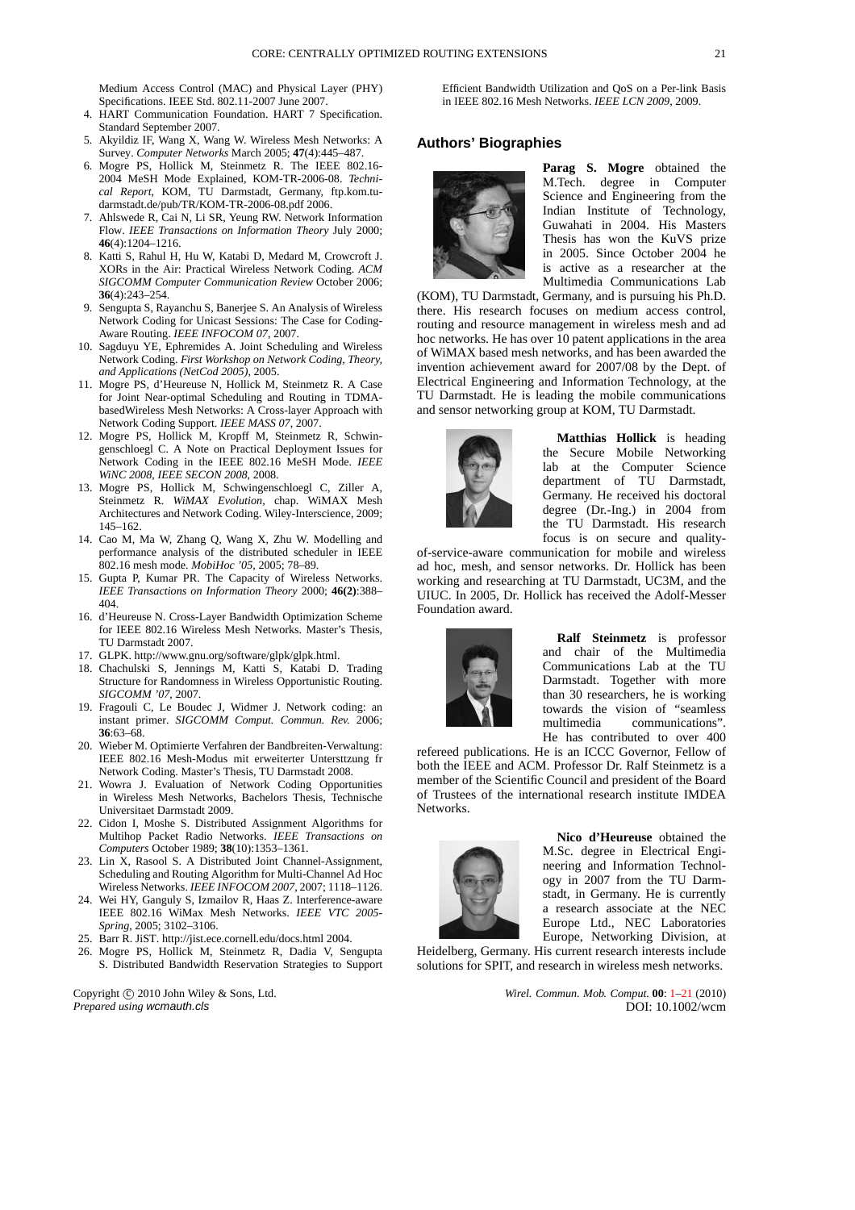Medium Access Control (MAC) and Physical Layer (PHY) Specifications. IEEE Std. 802.11-2007 June 2007.

4. HART Communication Foundation. HART 7 Specification. Standard September 2007.
5. Akyildiz IF, Wang X, Wang W. Wireless Mesh Networks: A Survey. *Computer Networks* March 2005; **47**(4):445–487.
6. Mogre PS, Hollick M, Steinmetz R. The IEEE 802.16-2004 MeSH Mode Explained, KOM-TR-2006-08. *Technical Report*, KOM, TU Darmstadt, Germany, ftp.kom.tu-darmstadt.de/pub/TR/KOM-TR-2006-08.pdf 2006.
7. Ahlswede R, Cai N, Li SR, Yeung RW. Network Information Flow. *IEEE Transactions on Information Theory* July 2000; **46**(4):1204–1216.
8. Katti S, Rahul H, Hu W, Katabi D, Medard M, Crowcroft J. XORs in the Air: Practical Wireless Network Coding. *ACM SIGCOMM Computer Communication Review* October 2006; **36**(4):243–254.
9. Sengupta S, Rayanchu S, Banerjee S. An Analysis of Wireless Network Coding for Unicast Sessions: The Case for Coding-Aware Routing. *IEEE INFOCOM 07*, 2007.
10. Sagduyu YE, Ephremides A. Joint Scheduling and Wireless Network Coding. *First Workshop on Network Coding, Theory, and Applications (NetCod 2005)*, 2005.
11. Mogre PS, d'Heureuse N, Hollick M, Steinmetz R. A Case for Joint Near-optimal Scheduling and Routing in TDMA-basedWireless Mesh Networks: A Cross-layer Approach with Network Coding Support. *IEEE MASS 07*, 2007.
12. Mogre PS, Hollick M, Kropff M, Steinmetz R, Schwingenschloegl C. A Note on Practical Deployment Issues for Network Coding in the IEEE 802.16 MeSH Mode. *IEEE WiNC 2008, IEEE SECON 2008*, 2008.
13. Mogre PS, Hollick M, Schwingenschloegl C, Ziller A, Steinmetz R. *WiMAX Evolution*, chap. WiMAX Mesh Architectures and Network Coding. Wiley-Interscience, 2009; 145–162.
14. Cao M, Ma W, Zhang Q, Wang X, Zhu W. Modelling and performance analysis of the distributed scheduler in IEEE 802.16 mesh mode. *MobiHoc '05*, 2005; 78–89.
15. Gupta P, Kumar PR. The Capacity of Wireless Networks. *IEEE Transactions on Information Theory* 2000; **46(2)**:388–404.
16. d'Heureuse N. Cross-Layer Bandwidth Optimization Scheme for IEEE 802.16 Wireless Mesh Networks. Master's Thesis, TU Darmstadt 2007.
17. GLPK. http://www.gnu.org/software/glpk/glpk.html.
18. Chachulski S, Jennings M, Katti S, Katabi D. Trading Structure for Randomness in Wireless Opportunistic Routing. *SIGCOMM '07*, 2007.
19. Fragouli C, Le Boudec J, Widmer J. Network coding: an instant primer. *SIGCOMM Comput. Commun. Rev.* 2006; **36**:63–68.
20. Wieber M. Optimierte Verfahren der Bandbreiten-Verwaltung: IEEE 802.16 Mesh-Modus mit erweiterter Untersttzung fr Network Coding. Master's Thesis, TU Darmstadt 2008.
21. Wowra J. Evaluation of Network Coding Opportunities in Wireless Mesh Networks, Bachelors Thesis, Technische Universitaet Darmstadt 2009.
22. Cidon I, Moshe S. Distributed Assignment Algorithms for Multihop Packet Radio Networks. *IEEE Transactions on Computers* October 1989; **38**(10):1353–1361.
23. Lin X, Rasool S. A Distributed Joint Channel-Assignment, Scheduling and Routing Algorithm for Multi-Channel Ad Hoc Wireless Networks. *IEEE INFOCOM 2007*, 2007; 1118–1126.
24. Wei HY, Ganguly S, Izmailov R, Haas Z. Interference-aware IEEE 802.16 WiMax Mesh Networks. *IEEE VTC 2005-Spring*, 2005; 3102–3106.
25. Barr R. JiST. http://jist.ece.cornell.edu/docs.html 2004.
26. Mogre PS, Hollick M, Steinmetz R, Dadia V, Sengupta S. Distributed Bandwidth Reservation Strategies to Support Efficient Bandwidth Utilization and QoS on a Per-link Basis in IEEE 802.16 Mesh Networks. *IEEE LCN 2009*, 2009.

## Authors' Biographies

**Parag S. Mogre** obtained the M.Tech. degree in Computer Science and Engineering from the Indian Institute of Technology, Guwahati in 2004. His Masters Thesis has won the KuVS prize in 2005. Since October 2004 he is active as a researcher at the Multimedia Communications Lab (KOM), TU Darmstadt, Germany, and is pursuing his Ph.D. there. His research focuses on medium access control, routing and resource management in wireless mesh and ad hoc networks. He has over 10 patent applications in the area of WiMAX based mesh networks, and has been awarded the invention achievement award for 2007/08 by the Dept. of Electrical Engineering and Information Technology, at the TU Darmstadt. He is leading the mobile communications and sensor networking group at KOM, TU Darmstadt.

**Matthias Hollick** is heading the Secure Mobile Networking lab at the Computer Science department of TU Darmstadt, Germany. He received his doctoral degree (Dr.-Ing.) in 2004 from the TU Darmstadt. His research focus is on secure and quality-of-service-aware communication for mobile and wireless ad hoc, mesh, and sensor networks. Dr. Hollick has been working and researching at TU Darmstadt, UC3M, and the UIUC. In 2005, Dr. Hollick has received the Adolf-Messer Foundation award.

**Ralf Steinmetz** is professor and chair of the Multimedia Communications Lab at the TU Darmstadt. Together with more than 30 researchers, he is working towards the vision of "seamless multimedia communications". He has contributed to over 400 refereed publications. He is an ICCC Governor, Fellow of both the IEEE and ACM. Professor Dr. Ralf Steinmetz is a member of the Scientific Council and president of the Board of Trustees of the international research institute IMDEA Networks.

**Nico d'Heureuse** obtained the M.Sc. degree in Electrical Engineering and Information Technology in 2007 from the TU Darmstadt, in Germany. He is currently a research associate at the NEC Europe Ltd., NEC Laboratories Europe, Networking Division, at Heidelberg, Germany. His current research interests include solutions for SPIT, and research in wireless mesh networks.